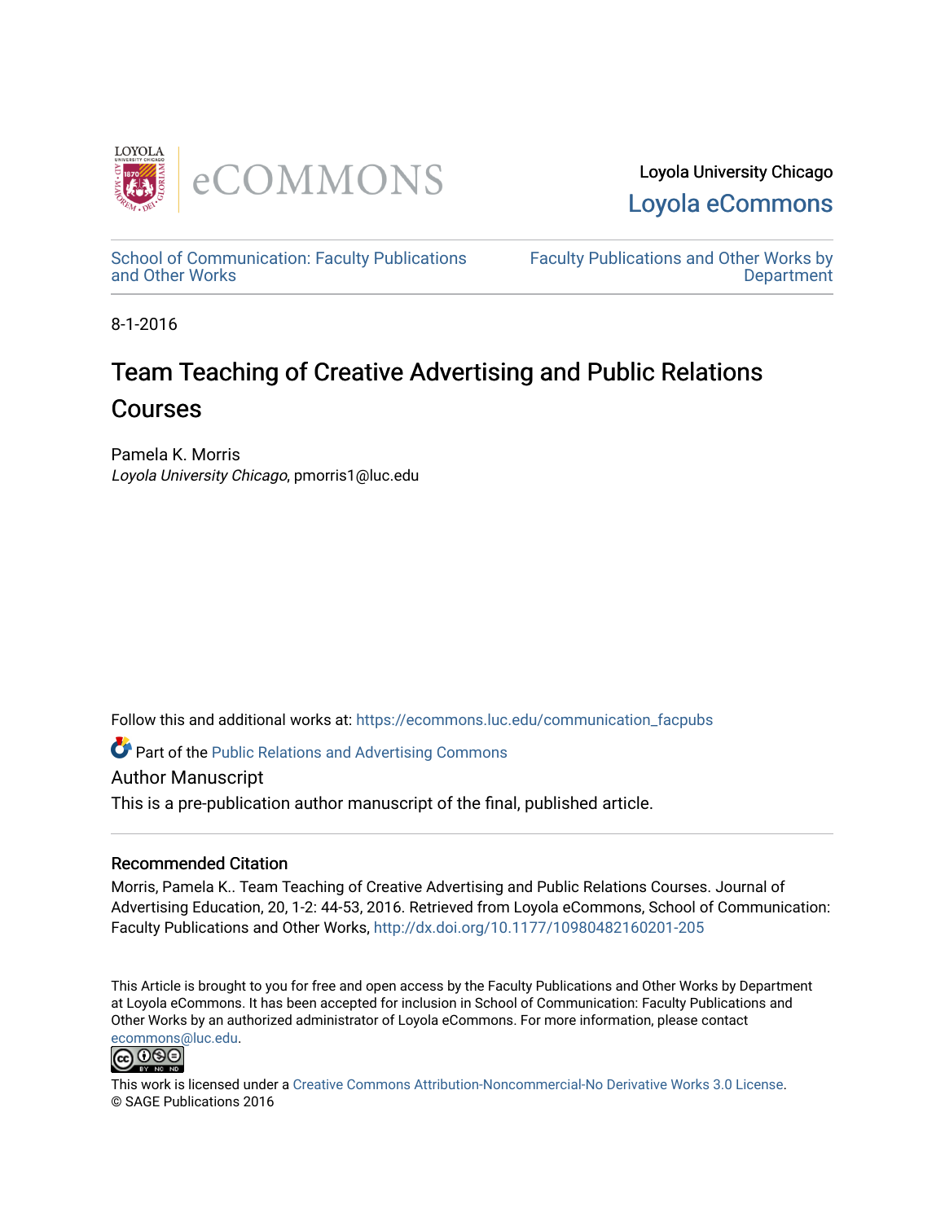Loyola University Chicago

Loyola eCommons

School of Communication: Faculty Publications and Other Works

Faculty Publications and Other Works by Department

8-1-2016

# Team Teaching of Creative Advertising and Public Relations Courses

Pamela K. Morris
*Loyola University Chicago*, pmorris1@luc.edu

Follow this and additional works at: https://ecommons.luc.edu/communication_facpubs

Part of the Public Relations and Advertising Commons

Author Manuscript

This is a pre-publication author manuscript of the final, published article.

### Recommended Citation

Morris, Pamela K.. Team Teaching of Creative Advertising and Public Relations Courses. Journal of Advertising Education, 20, 1-2: 44-53, 2016. Retrieved from Loyola eCommons, School of Communication: Faculty Publications and Other Works, http://dx.doi.org/10.1177/10980482160201-205

This Article is brought to you for free and open access by the Faculty Publications and Other Works by Department at Loyola eCommons. It has been accepted for inclusion in School of Communication: Faculty Publications and Other Works by an authorized administrator of Loyola eCommons. For more information, please contact ecommons@luc.edu.

This work is licensed under a Creative Commons Attribution-Noncommercial-No Derivative Works 3.0 License.
© SAGE Publications 2016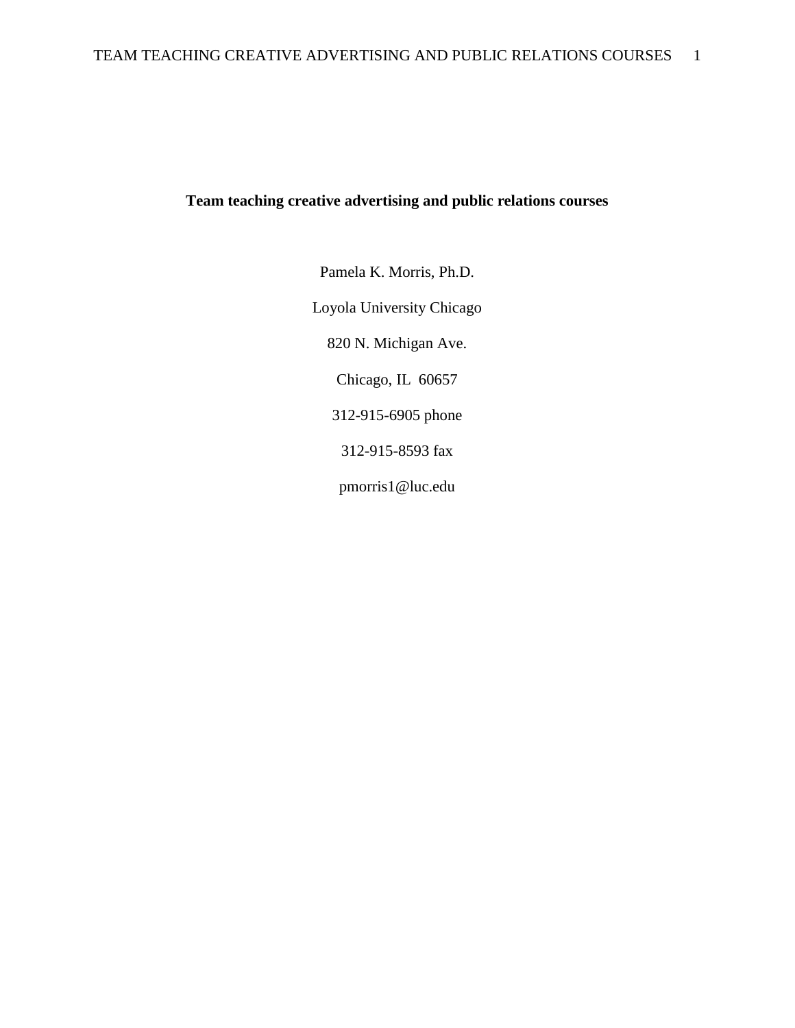**Team teaching creative advertising and public relations courses**

Pamela K. Morris, Ph.D.

Loyola University Chicago

820 N. Michigan Ave.

Chicago, IL 60657

312-915-6905 phone

312-915-8593 fax

pmorris1@luc.edu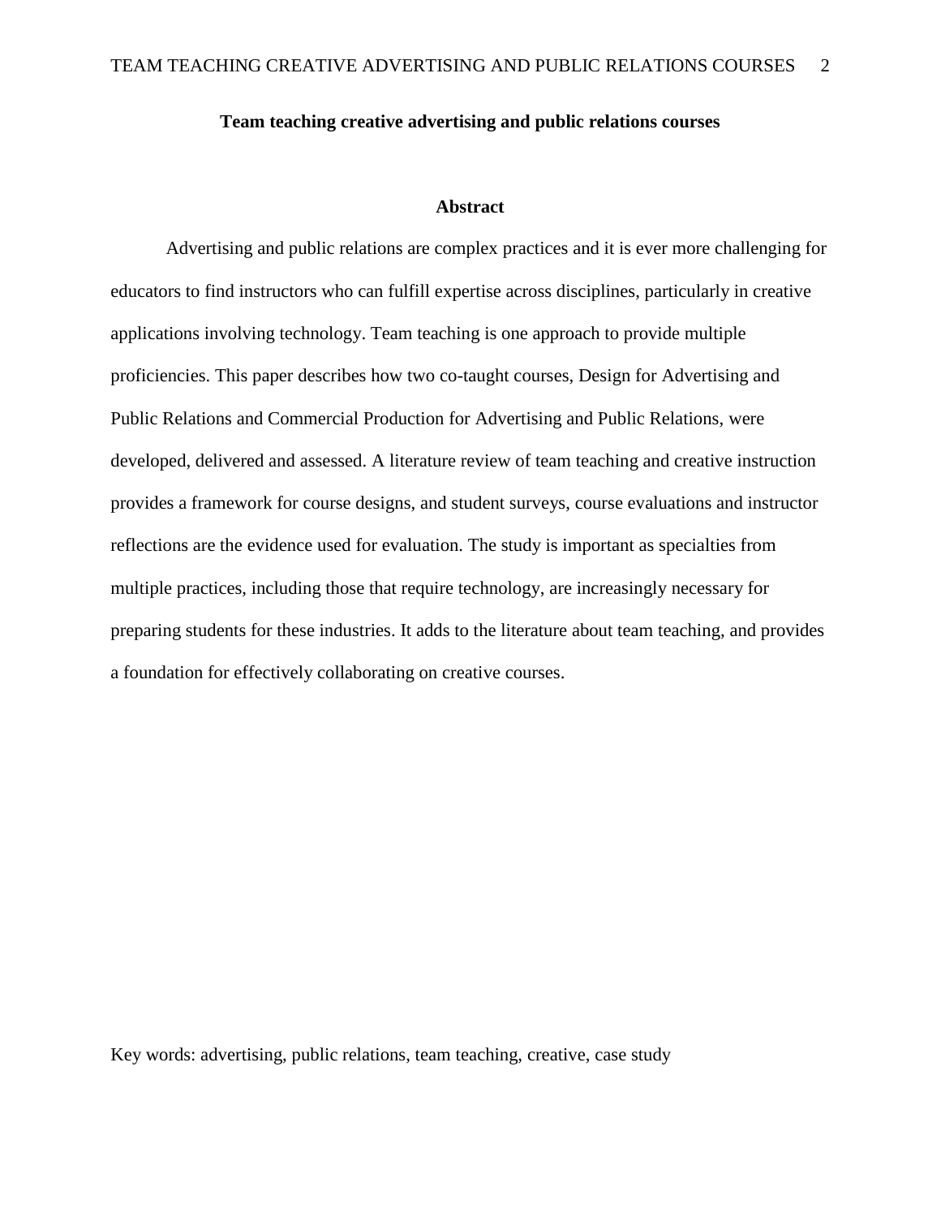# Team teaching creative advertising and public relations courses

## Abstract

Advertising and public relations are complex practices and it is ever more challenging for educators to find instructors who can fulfill expertise across disciplines, particularly in creative applications involving technology. Team teaching is one approach to provide multiple proficiencies. This paper describes how two co-taught courses, Design for Advertising and Public Relations and Commercial Production for Advertising and Public Relations, were developed, delivered and assessed. A literature review of team teaching and creative instruction provides a framework for course designs, and student surveys, course evaluations and instructor reflections are the evidence used for evaluation. The study is important as specialties from multiple practices, including those that require technology, are increasingly necessary for preparing students for these industries. It adds to the literature about team teaching, and provides a foundation for effectively collaborating on creative courses.

Key words: advertising, public relations, team teaching, creative, case study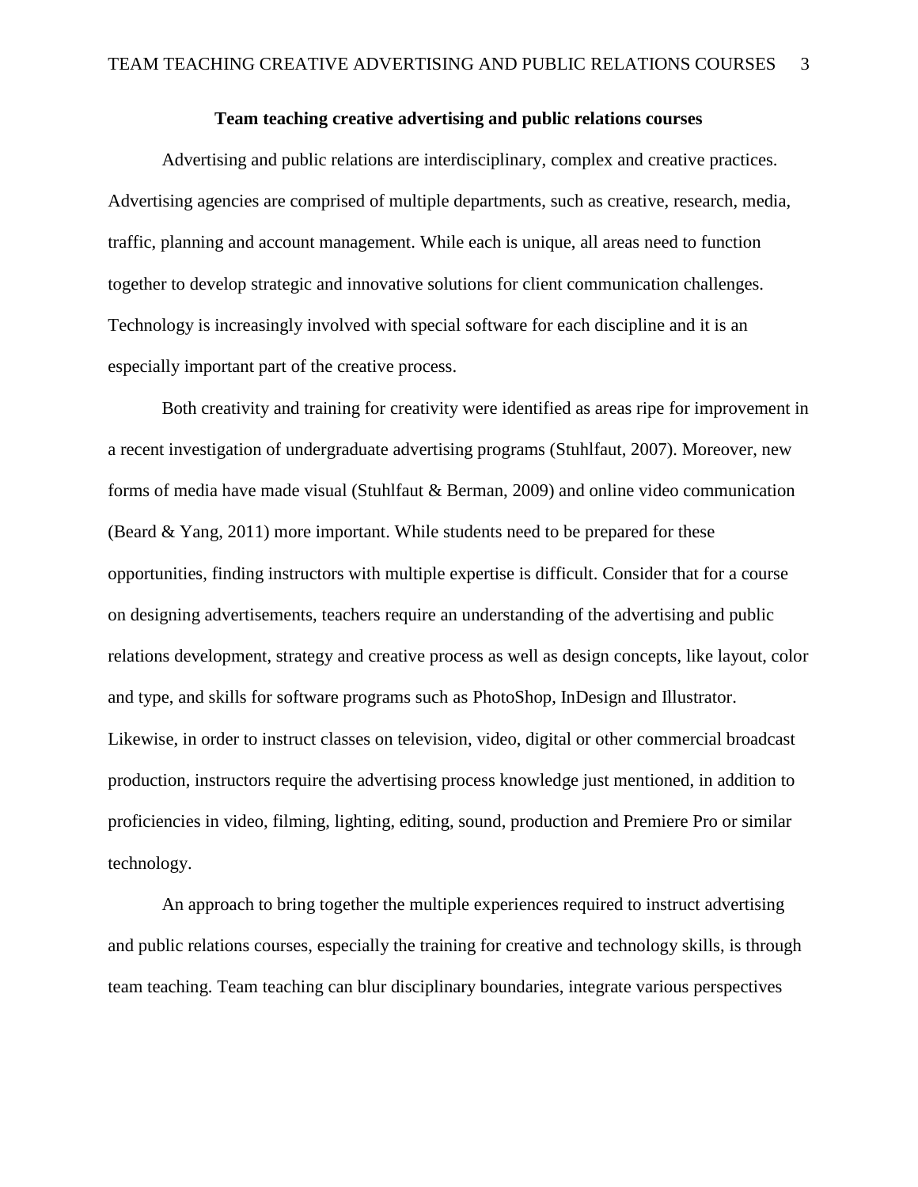**Team teaching creative advertising and public relations courses**

Advertising and public relations are interdisciplinary, complex and creative practices. Advertising agencies are comprised of multiple departments, such as creative, research, media, traffic, planning and account management. While each is unique, all areas need to function together to develop strategic and innovative solutions for client communication challenges. Technology is increasingly involved with special software for each discipline and it is an especially important part of the creative process.

Both creativity and training for creativity were identified as areas ripe for improvement in a recent investigation of undergraduate advertising programs (Stuhlfaut, 2007). Moreover, new forms of media have made visual (Stuhlfaut & Berman, 2009) and online video communication (Beard & Yang, 2011) more important. While students need to be prepared for these opportunities, finding instructors with multiple expertise is difficult. Consider that for a course on designing advertisements, teachers require an understanding of the advertising and public relations development, strategy and creative process as well as design concepts, like layout, color and type, and skills for software programs such as PhotoShop, InDesign and Illustrator. Likewise, in order to instruct classes on television, video, digital or other commercial broadcast production, instructors require the advertising process knowledge just mentioned, in addition to proficiencies in video, filming, lighting, editing, sound, production and Premiere Pro or similar technology.

An approach to bring together the multiple experiences required to instruct advertising and public relations courses, especially the training for creative and technology skills, is through team teaching. Team teaching can blur disciplinary boundaries, integrate various perspectives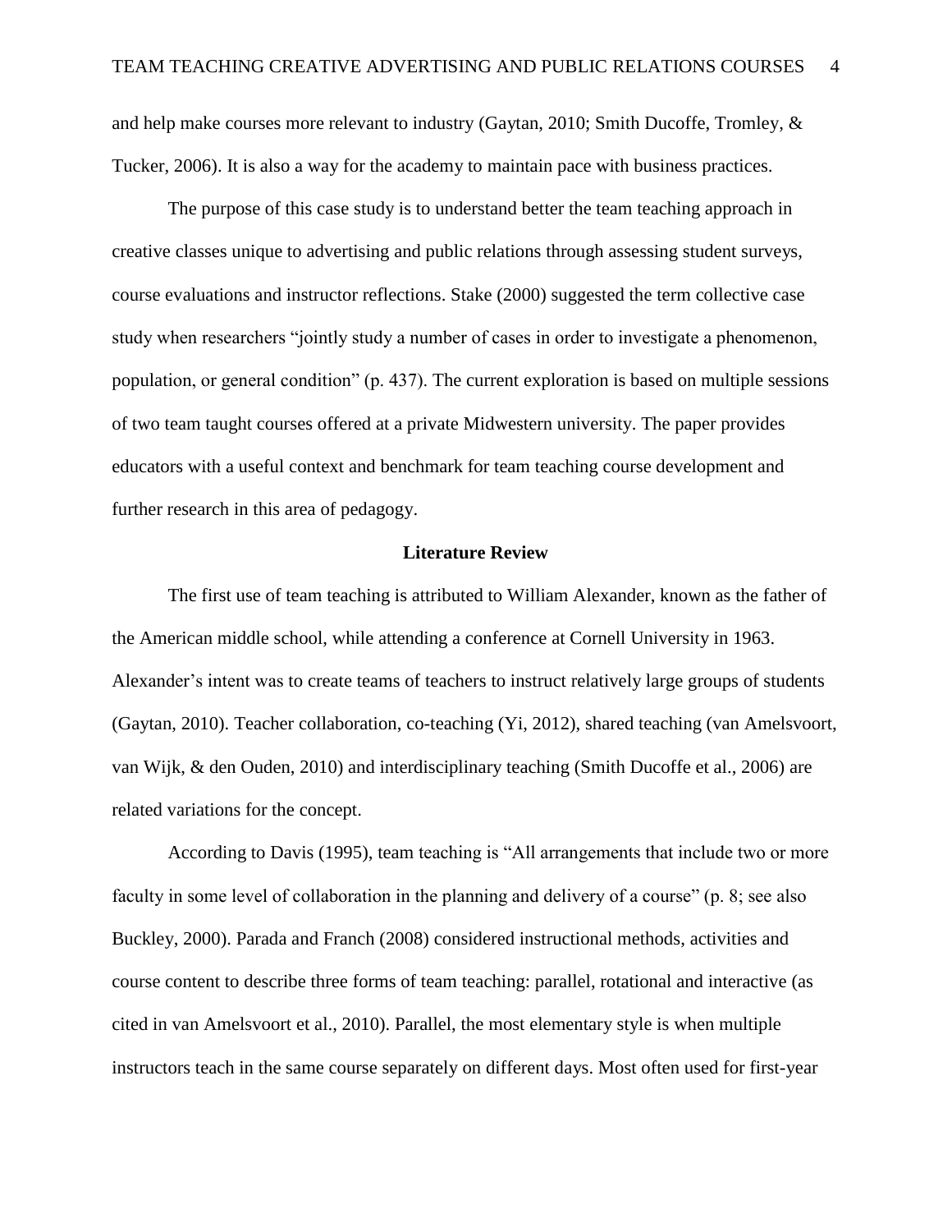and help make courses more relevant to industry (Gaytan, 2010; Smith Ducoffe, Tromley, & Tucker, 2006). It is also a way for the academy to maintain pace with business practices.

The purpose of this case study is to understand better the team teaching approach in creative classes unique to advertising and public relations through assessing student surveys, course evaluations and instructor reflections. Stake (2000) suggested the term collective case study when researchers "jointly study a number of cases in order to investigate a phenomenon, population, or general condition" (p. 437). The current exploration is based on multiple sessions of two team taught courses offered at a private Midwestern university. The paper provides educators with a useful context and benchmark for team teaching course development and further research in this area of pedagogy.

## Literature Review

The first use of team teaching is attributed to William Alexander, known as the father of the American middle school, while attending a conference at Cornell University in 1963. Alexander's intent was to create teams of teachers to instruct relatively large groups of students (Gaytan, 2010). Teacher collaboration, co-teaching (Yi, 2012), shared teaching (van Amelsvoort, van Wijk, & den Ouden, 2010) and interdisciplinary teaching (Smith Ducoffe et al., 2006) are related variations for the concept.

According to Davis (1995), team teaching is "All arrangements that include two or more faculty in some level of collaboration in the planning and delivery of a course" (p. 8; see also Buckley, 2000). Parada and Franch (2008) considered instructional methods, activities and course content to describe three forms of team teaching: parallel, rotational and interactive (as cited in van Amelsvoort et al., 2010). Parallel, the most elementary style is when multiple instructors teach in the same course separately on different days. Most often used for first-year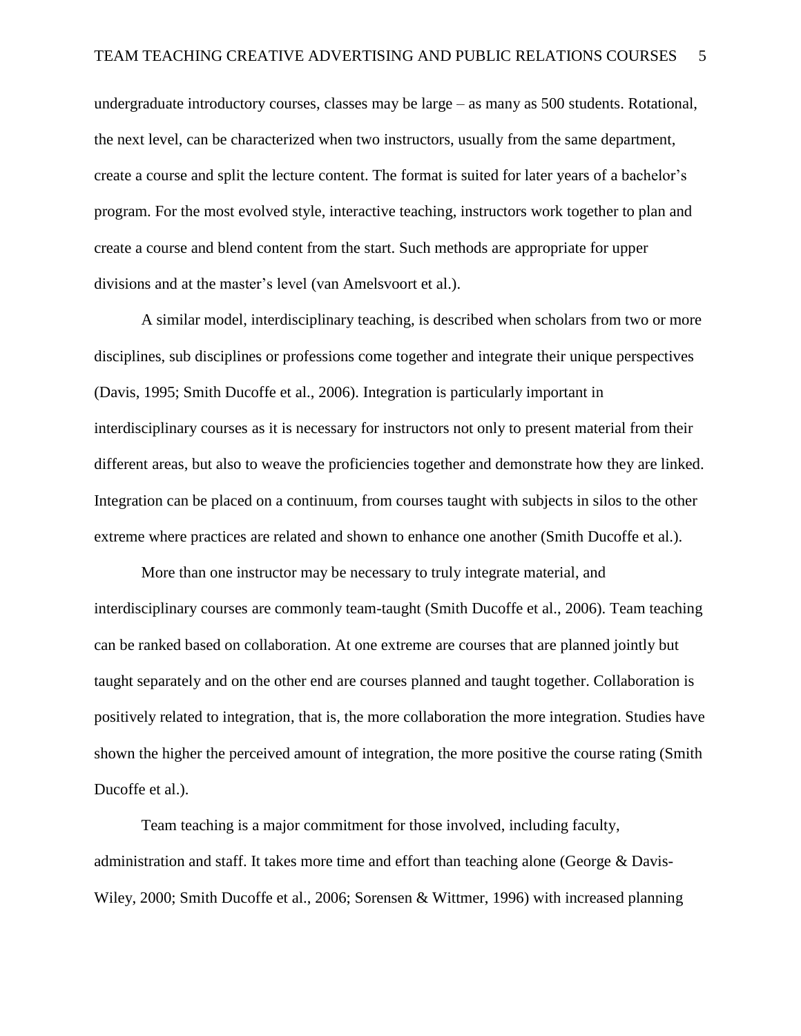undergraduate introductory courses, classes may be large – as many as 500 students. Rotational, the next level, can be characterized when two instructors, usually from the same department, create a course and split the lecture content. The format is suited for later years of a bachelor's program. For the most evolved style, interactive teaching, instructors work together to plan and create a course and blend content from the start. Such methods are appropriate for upper divisions and at the master's level (van Amelsvoort et al.).

A similar model, interdisciplinary teaching, is described when scholars from two or more disciplines, sub disciplines or professions come together and integrate their unique perspectives (Davis, 1995; Smith Ducoffe et al., 2006). Integration is particularly important in interdisciplinary courses as it is necessary for instructors not only to present material from their different areas, but also to weave the proficiencies together and demonstrate how they are linked. Integration can be placed on a continuum, from courses taught with subjects in silos to the other extreme where practices are related and shown to enhance one another (Smith Ducoffe et al.).

More than one instructor may be necessary to truly integrate material, and interdisciplinary courses are commonly team-taught (Smith Ducoffe et al., 2006). Team teaching can be ranked based on collaboration. At one extreme are courses that are planned jointly but taught separately and on the other end are courses planned and taught together. Collaboration is positively related to integration, that is, the more collaboration the more integration. Studies have shown the higher the perceived amount of integration, the more positive the course rating (Smith Ducoffe et al.).

Team teaching is a major commitment for those involved, including faculty, administration and staff. It takes more time and effort than teaching alone (George & Davis-Wiley, 2000; Smith Ducoffe et al., 2006; Sorensen & Wittmer, 1996) with increased planning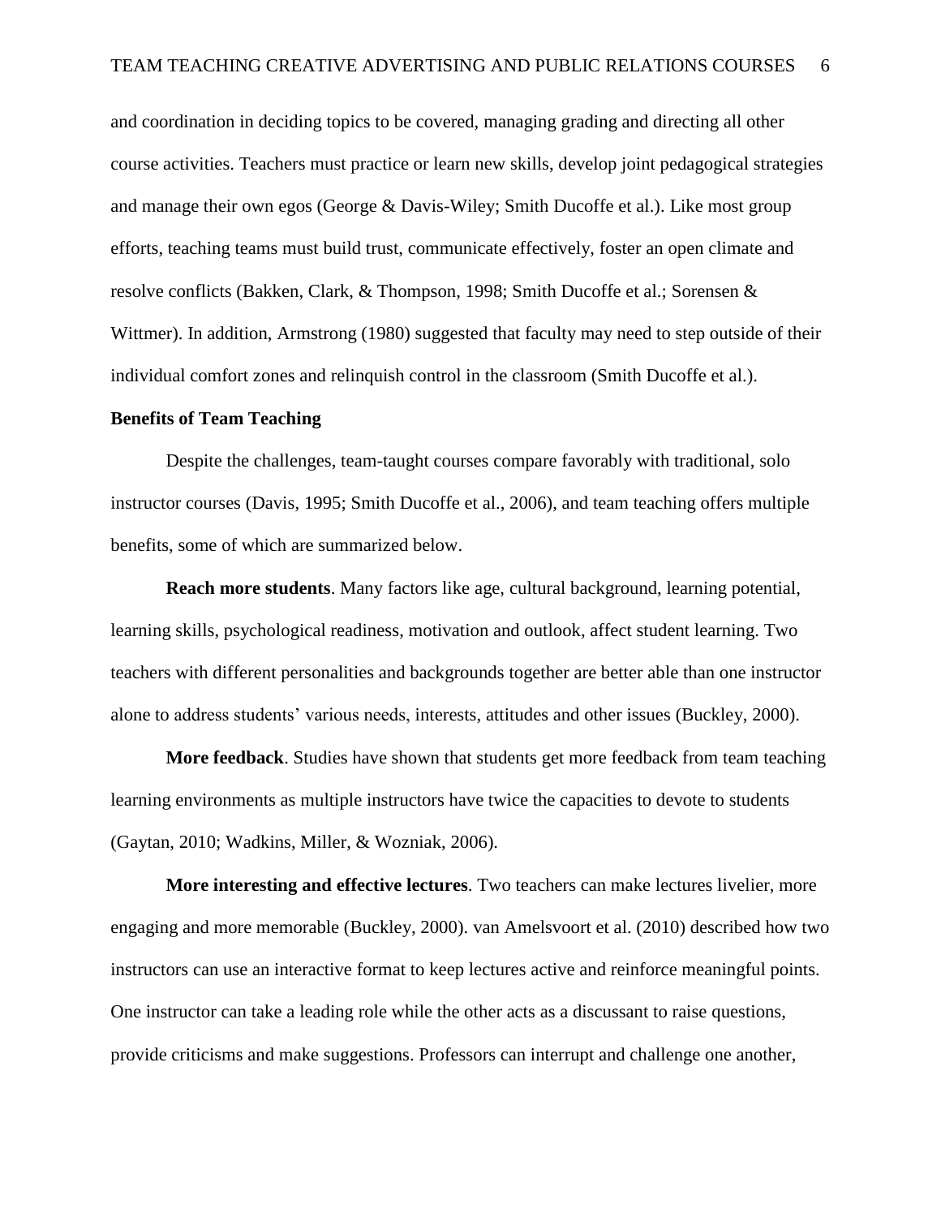and coordination in deciding topics to be covered, managing grading and directing all other course activities. Teachers must practice or learn new skills, develop joint pedagogical strategies and manage their own egos (George & Davis-Wiley; Smith Ducoffe et al.). Like most group efforts, teaching teams must build trust, communicate effectively, foster an open climate and resolve conflicts (Bakken, Clark, & Thompson, 1998; Smith Ducoffe et al.; Sorensen & Wittmer). In addition, Armstrong (1980) suggested that faculty may need to step outside of their individual comfort zones and relinquish control in the classroom (Smith Ducoffe et al.).

**Benefits of Team Teaching**

Despite the challenges, team-taught courses compare favorably with traditional, solo instructor courses (Davis, 1995; Smith Ducoffe et al., 2006), and team teaching offers multiple benefits, some of which are summarized below.

**Reach more students**. Many factors like age, cultural background, learning potential, learning skills, psychological readiness, motivation and outlook, affect student learning. Two teachers with different personalities and backgrounds together are better able than one instructor alone to address students' various needs, interests, attitudes and other issues (Buckley, 2000).

**More feedback**. Studies have shown that students get more feedback from team teaching learning environments as multiple instructors have twice the capacities to devote to students (Gaytan, 2010; Wadkins, Miller, & Wozniak, 2006).

**More interesting and effective lectures**. Two teachers can make lectures livelier, more engaging and more memorable (Buckley, 2000). van Amelsvoort et al. (2010) described how two instructors can use an interactive format to keep lectures active and reinforce meaningful points. One instructor can take a leading role while the other acts as a discussant to raise questions, provide criticisms and make suggestions. Professors can interrupt and challenge one another,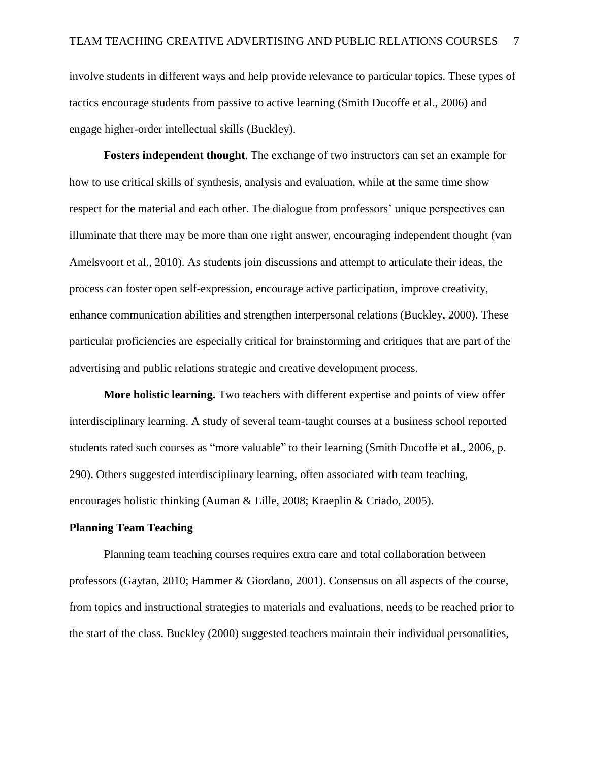involve students in different ways and help provide relevance to particular topics. These types of tactics encourage students from passive to active learning (Smith Ducoffe et al., 2006) and engage higher-order intellectual skills (Buckley).

**Fosters independent thought**. The exchange of two instructors can set an example for how to use critical skills of synthesis, analysis and evaluation, while at the same time show respect for the material and each other. The dialogue from professors' unique perspectives can illuminate that there may be more than one right answer, encouraging independent thought (van Amelsvoort et al., 2010). As students join discussions and attempt to articulate their ideas, the process can foster open self-expression, encourage active participation, improve creativity, enhance communication abilities and strengthen interpersonal relations (Buckley, 2000). These particular proficiencies are especially critical for brainstorming and critiques that are part of the advertising and public relations strategic and creative development process.

**More holistic learning.** Two teachers with different expertise and points of view offer interdisciplinary learning. A study of several team-taught courses at a business school reported students rated such courses as "more valuable" to their learning (Smith Ducoffe et al., 2006, p. 290)**.** Others suggested interdisciplinary learning, often associated with team teaching, encourages holistic thinking (Auman & Lille, 2008; Kraeplin & Criado, 2005).

## Planning Team Teaching

Planning team teaching courses requires extra care and total collaboration between professors (Gaytan, 2010; Hammer & Giordano, 2001). Consensus on all aspects of the course, from topics and instructional strategies to materials and evaluations, needs to be reached prior to the start of the class. Buckley (2000) suggested teachers maintain their individual personalities,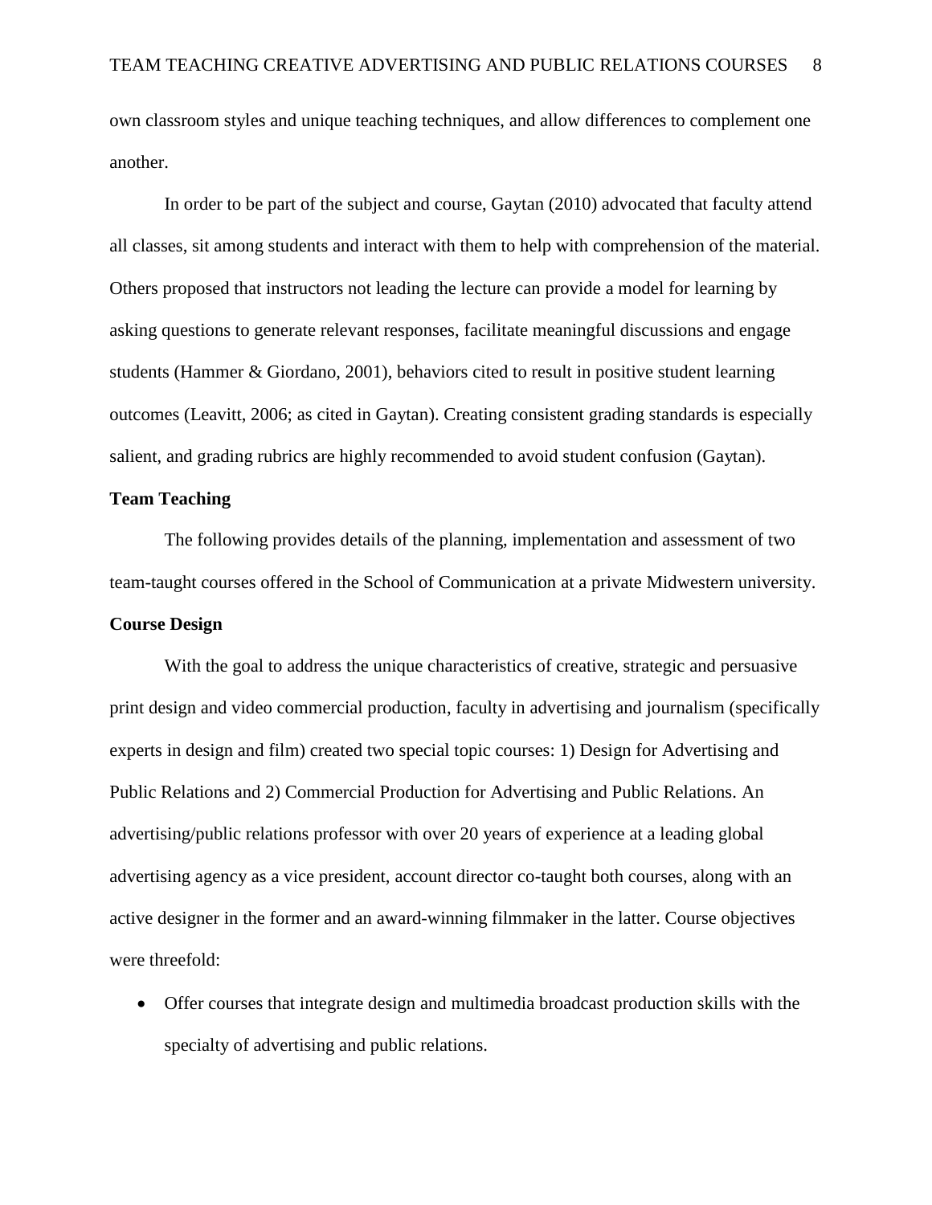own classroom styles and unique teaching techniques, and allow differences to complement one another.

In order to be part of the subject and course, Gaytan (2010) advocated that faculty attend all classes, sit among students and interact with them to help with comprehension of the material. Others proposed that instructors not leading the lecture can provide a model for learning by asking questions to generate relevant responses, facilitate meaningful discussions and engage students (Hammer & Giordano, 2001), behaviors cited to result in positive student learning outcomes (Leavitt, 2006; as cited in Gaytan). Creating consistent grading standards is especially salient, and grading rubrics are highly recommended to avoid student confusion (Gaytan).

**Team Teaching**

The following provides details of the planning, implementation and assessment of two team-taught courses offered in the School of Communication at a private Midwestern university.

**Course Design**

With the goal to address the unique characteristics of creative, strategic and persuasive print design and video commercial production, faculty in advertising and journalism (specifically experts in design and film) created two special topic courses: 1) Design for Advertising and Public Relations and 2) Commercial Production for Advertising and Public Relations. An advertising/public relations professor with over 20 years of experience at a leading global advertising agency as a vice president, account director co-taught both courses, along with an active designer in the former and an award-winning filmmaker in the latter. Course objectives were threefold:

- Offer courses that integrate design and multimedia broadcast production skills with the specialty of advertising and public relations.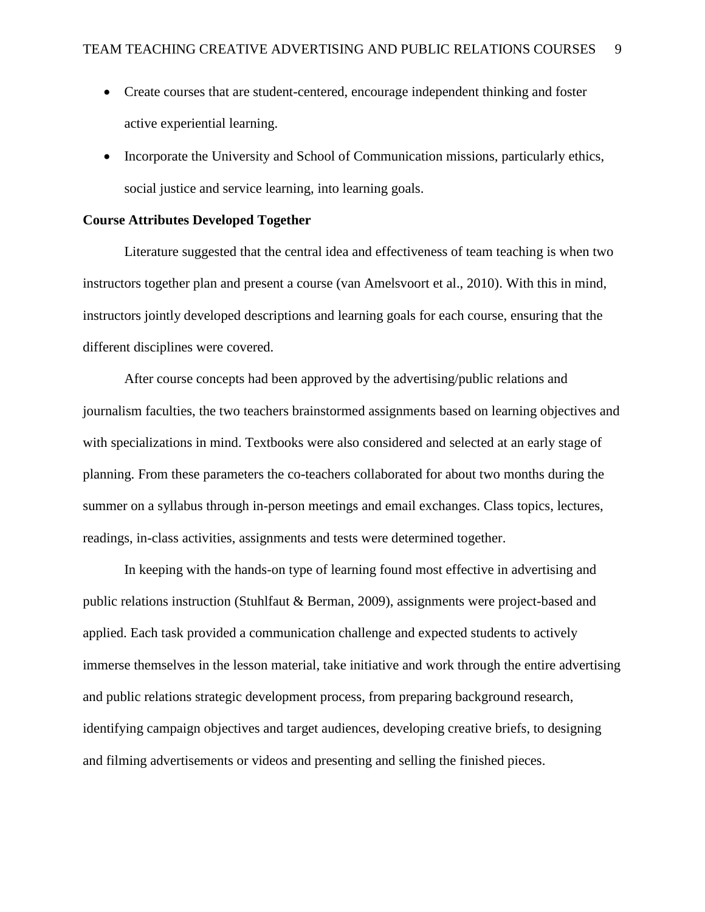- Create courses that are student-centered, encourage independent thinking and foster active experiential learning.
- Incorporate the University and School of Communication missions, particularly ethics, social justice and service learning, into learning goals.

**Course Attributes Developed Together**

Literature suggested that the central idea and effectiveness of team teaching is when two instructors together plan and present a course (van Amelsvoort et al., 2010). With this in mind, instructors jointly developed descriptions and learning goals for each course, ensuring that the different disciplines were covered.

After course concepts had been approved by the advertising/public relations and journalism faculties, the two teachers brainstormed assignments based on learning objectives and with specializations in mind. Textbooks were also considered and selected at an early stage of planning. From these parameters the co-teachers collaborated for about two months during the summer on a syllabus through in-person meetings and email exchanges. Class topics, lectures, readings, in-class activities, assignments and tests were determined together.

In keeping with the hands-on type of learning found most effective in advertising and public relations instruction (Stuhlfaut & Berman, 2009), assignments were project-based and applied. Each task provided a communication challenge and expected students to actively immerse themselves in the lesson material, take initiative and work through the entire advertising and public relations strategic development process, from preparing background research, identifying campaign objectives and target audiences, developing creative briefs, to designing and filming advertisements or videos and presenting and selling the finished pieces.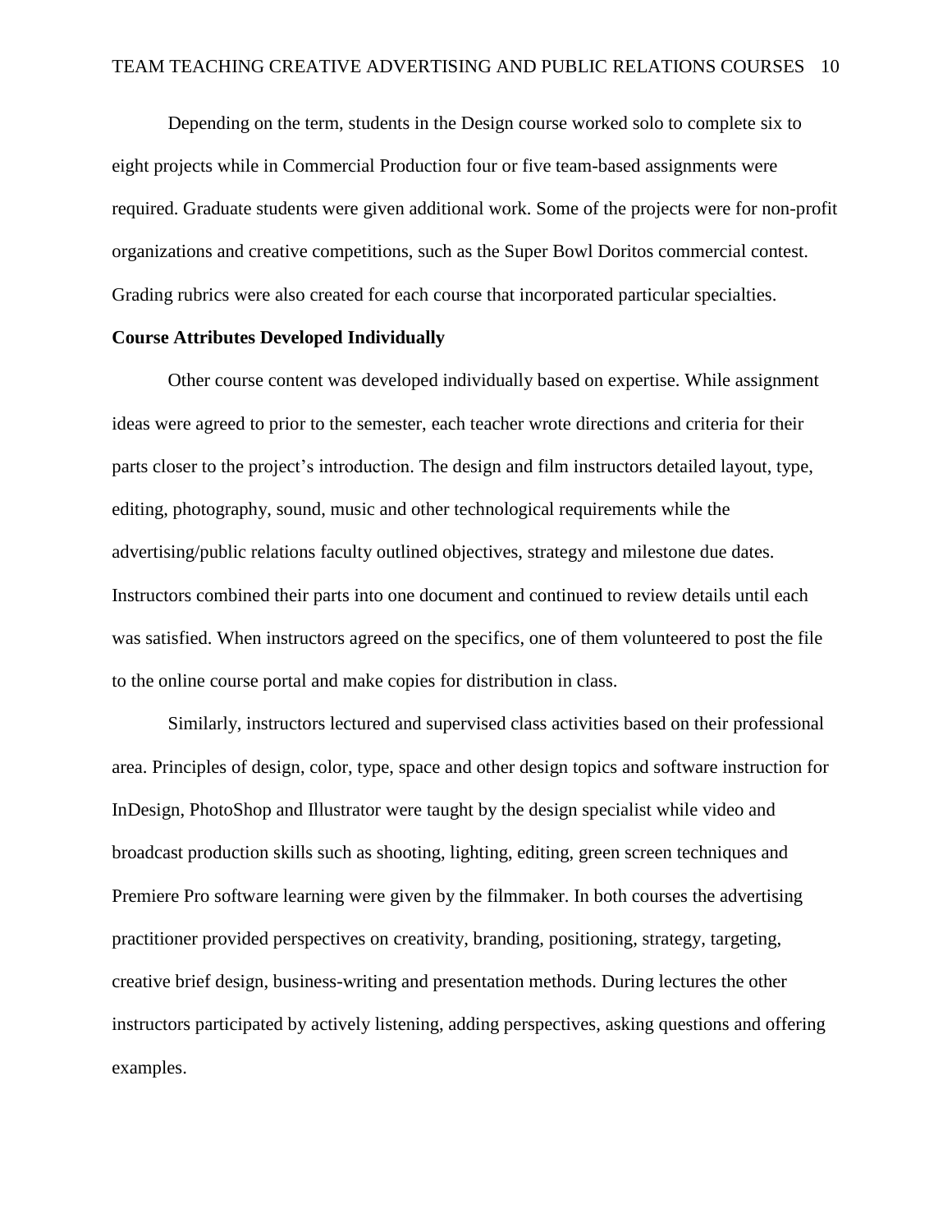Depending on the term, students in the Design course worked solo to complete six to eight projects while in Commercial Production four or five team-based assignments were required. Graduate students were given additional work. Some of the projects were for non-profit organizations and creative competitions, such as the Super Bowl Doritos commercial contest. Grading rubrics were also created for each course that incorporated particular specialties.

**Course Attributes Developed Individually**

Other course content was developed individually based on expertise. While assignment ideas were agreed to prior to the semester, each teacher wrote directions and criteria for their parts closer to the project's introduction. The design and film instructors detailed layout, type, editing, photography, sound, music and other technological requirements while the advertising/public relations faculty outlined objectives, strategy and milestone due dates. Instructors combined their parts into one document and continued to review details until each was satisfied. When instructors agreed on the specifics, one of them volunteered to post the file to the online course portal and make copies for distribution in class.

Similarly, instructors lectured and supervised class activities based on their professional area. Principles of design, color, type, space and other design topics and software instruction for InDesign, PhotoShop and Illustrator were taught by the design specialist while video and broadcast production skills such as shooting, lighting, editing, green screen techniques and Premiere Pro software learning were given by the filmmaker. In both courses the advertising practitioner provided perspectives on creativity, branding, positioning, strategy, targeting, creative brief design, business-writing and presentation methods. During lectures the other instructors participated by actively listening, adding perspectives, asking questions and offering examples.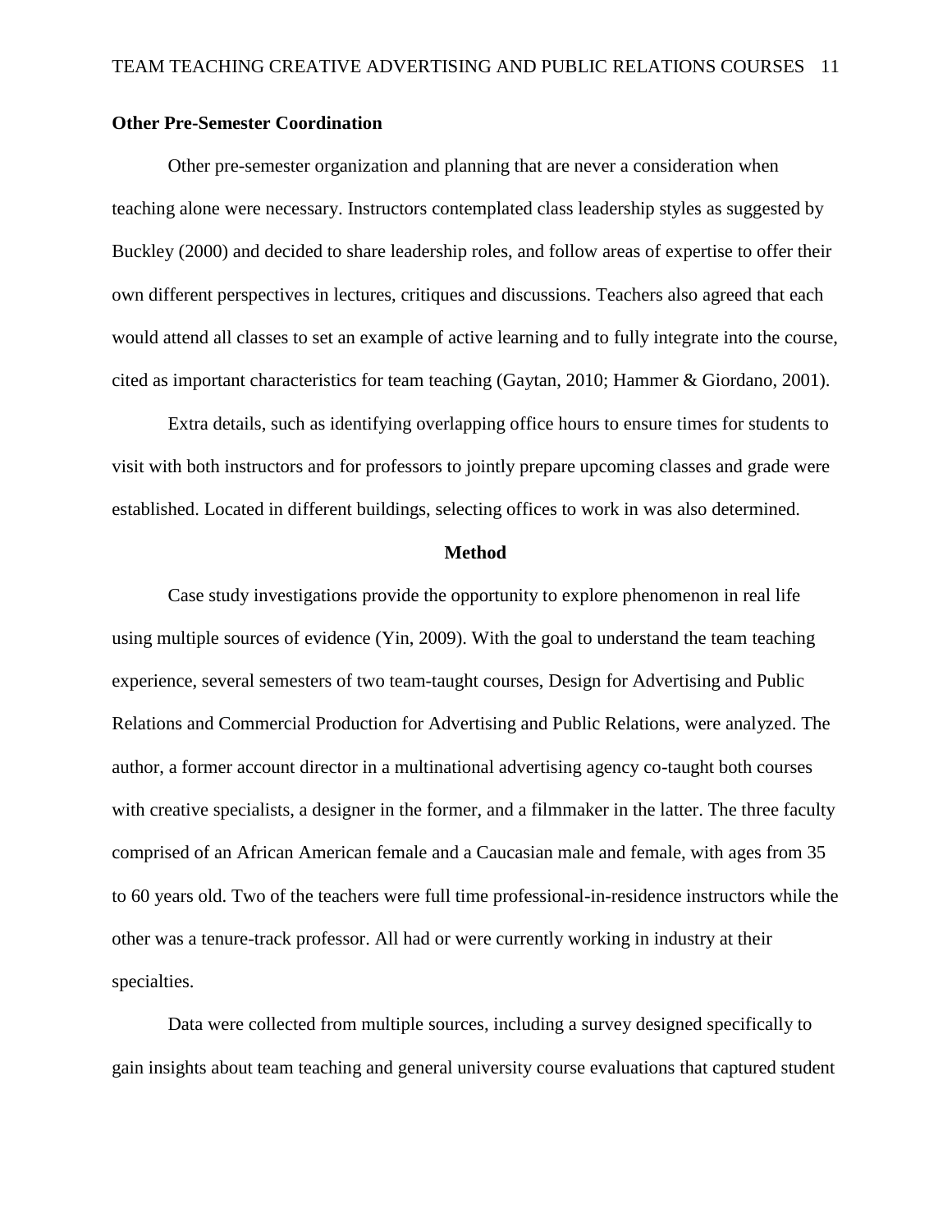### Other Pre-Semester Coordination

Other pre-semester organization and planning that are never a consideration when teaching alone were necessary. Instructors contemplated class leadership styles as suggested by Buckley (2000) and decided to share leadership roles, and follow areas of expertise to offer their own different perspectives in lectures, critiques and discussions. Teachers also agreed that each would attend all classes to set an example of active learning and to fully integrate into the course, cited as important characteristics for team teaching (Gaytan, 2010; Hammer & Giordano, 2001).

Extra details, such as identifying overlapping office hours to ensure times for students to visit with both instructors and for professors to jointly prepare upcoming classes and grade were established. Located in different buildings, selecting offices to work in was also determined.

## Method

Case study investigations provide the opportunity to explore phenomenon in real life using multiple sources of evidence (Yin, 2009). With the goal to understand the team teaching experience, several semesters of two team-taught courses, Design for Advertising and Public Relations and Commercial Production for Advertising and Public Relations, were analyzed. The author, a former account director in a multinational advertising agency co-taught both courses with creative specialists, a designer in the former, and a filmmaker in the latter. The three faculty comprised of an African American female and a Caucasian male and female, with ages from 35 to 60 years old. Two of the teachers were full time professional-in-residence instructors while the other was a tenure-track professor. All had or were currently working in industry at their specialties.

Data were collected from multiple sources, including a survey designed specifically to gain insights about team teaching and general university course evaluations that captured student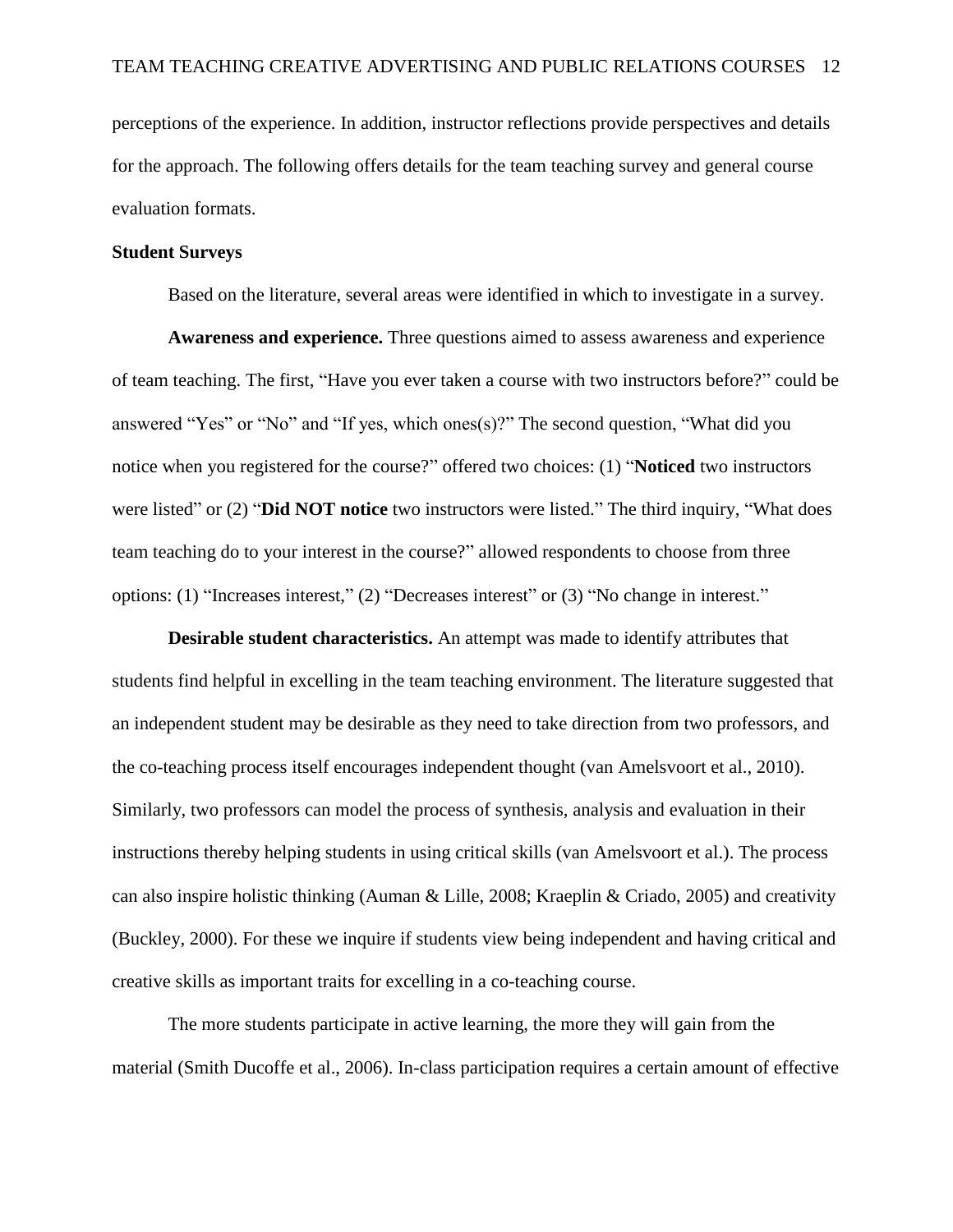perceptions of the experience. In addition, instructor reflections provide perspectives and details for the approach. The following offers details for the team teaching survey and general course evaluation formats.

## Student Surveys

Based on the literature, several areas were identified in which to investigate in a survey.

**Awareness and experience.** Three questions aimed to assess awareness and experience of team teaching. The first, "Have you ever taken a course with two instructors before?" could be answered "Yes" or "No" and "If yes, which ones(s)?" The second question, "What did you notice when you registered for the course?" offered two choices: (1) "**Noticed** two instructors were listed" or (2) "**Did NOT notice** two instructors were listed." The third inquiry, "What does team teaching do to your interest in the course?" allowed respondents to choose from three options: (1) "Increases interest," (2) "Decreases interest" or (3) "No change in interest."

**Desirable student characteristics.** An attempt was made to identify attributes that students find helpful in excelling in the team teaching environment. The literature suggested that an independent student may be desirable as they need to take direction from two professors, and the co-teaching process itself encourages independent thought (van Amelsvoort et al., 2010). Similarly, two professors can model the process of synthesis, analysis and evaluation in their instructions thereby helping students in using critical skills (van Amelsvoort et al.). The process can also inspire holistic thinking (Auman & Lille, 2008; Kraeplin & Criado, 2005) and creativity (Buckley, 2000). For these we inquire if students view being independent and having critical and creative skills as important traits for excelling in a co-teaching course.

The more students participate in active learning, the more they will gain from the material (Smith Ducoffe et al., 2006). In-class participation requires a certain amount of effective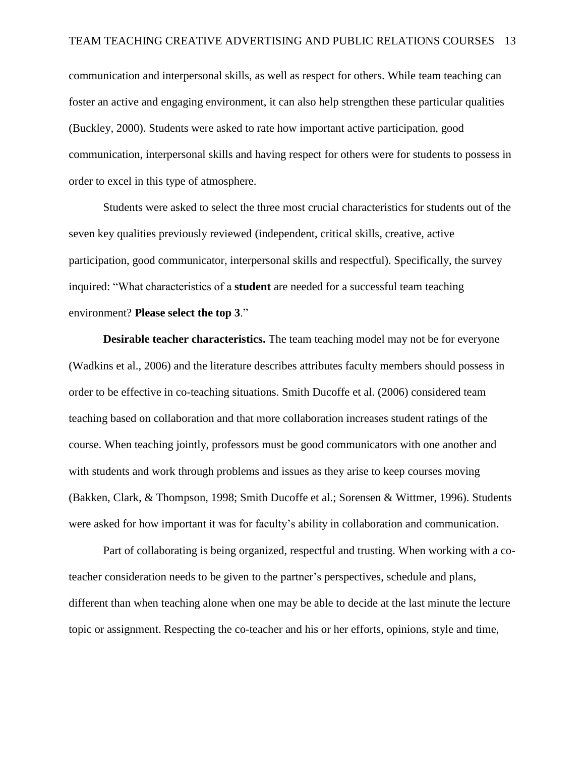communication and interpersonal skills, as well as respect for others. While team teaching can foster an active and engaging environment, it can also help strengthen these particular qualities (Buckley, 2000). Students were asked to rate how important active participation, good communication, interpersonal skills and having respect for others were for students to possess in order to excel in this type of atmosphere.

Students were asked to select the three most crucial characteristics for students out of the seven key qualities previously reviewed (independent, critical skills, creative, active participation, good communicator, interpersonal skills and respectful). Specifically, the survey inquired: "What characteristics of a **student** are needed for a successful team teaching environment? **Please select the top 3**."

**Desirable teacher characteristics.** The team teaching model may not be for everyone (Wadkins et al., 2006) and the literature describes attributes faculty members should possess in order to be effective in co-teaching situations. Smith Ducoffe et al. (2006) considered team teaching based on collaboration and that more collaboration increases student ratings of the course. When teaching jointly, professors must be good communicators with one another and with students and work through problems and issues as they arise to keep courses moving (Bakken, Clark, & Thompson, 1998; Smith Ducoffe et al.; Sorensen & Wittmer, 1996). Students were asked for how important it was for faculty's ability in collaboration and communication.

Part of collaborating is being organized, respectful and trusting. When working with a co-teacher consideration needs to be given to the partner's perspectives, schedule and plans, different than when teaching alone when one may be able to decide at the last minute the lecture topic or assignment. Respecting the co-teacher and his or her efforts, opinions, style and time,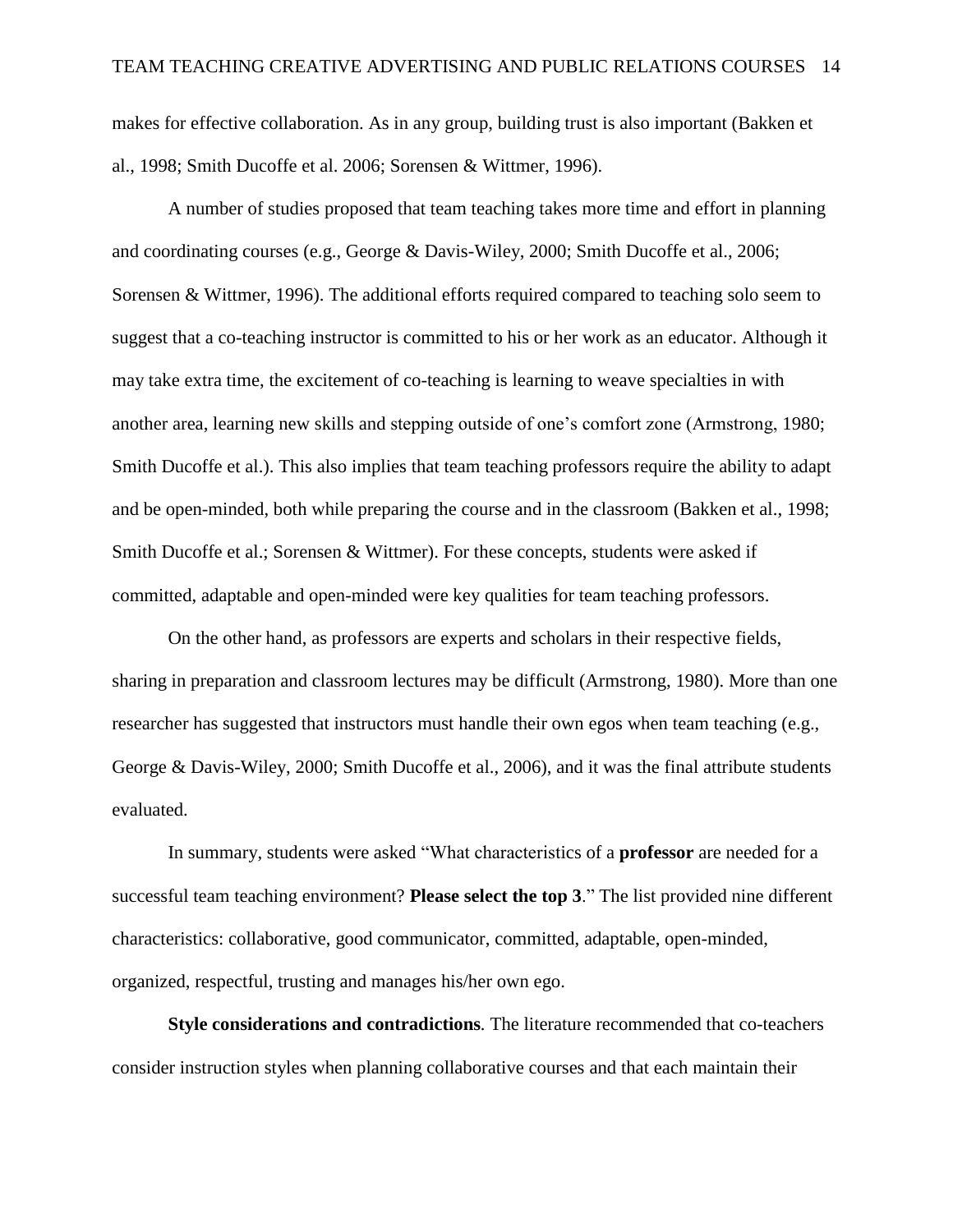makes for effective collaboration. As in any group, building trust is also important (Bakken et al., 1998; Smith Ducoffe et al. 2006; Sorensen & Wittmer, 1996).

A number of studies proposed that team teaching takes more time and effort in planning and coordinating courses (e.g., George & Davis-Wiley, 2000; Smith Ducoffe et al., 2006; Sorensen & Wittmer, 1996). The additional efforts required compared to teaching solo seem to suggest that a co-teaching instructor is committed to his or her work as an educator. Although it may take extra time, the excitement of co-teaching is learning to weave specialties in with another area, learning new skills and stepping outside of one's comfort zone (Armstrong, 1980; Smith Ducoffe et al.). This also implies that team teaching professors require the ability to adapt and be open-minded, both while preparing the course and in the classroom (Bakken et al., 1998; Smith Ducoffe et al.; Sorensen & Wittmer). For these concepts, students were asked if committed, adaptable and open-minded were key qualities for team teaching professors.

On the other hand, as professors are experts and scholars in their respective fields, sharing in preparation and classroom lectures may be difficult (Armstrong, 1980). More than one researcher has suggested that instructors must handle their own egos when team teaching (e.g., George & Davis-Wiley, 2000; Smith Ducoffe et al., 2006), and it was the final attribute students evaluated.

In summary, students were asked "What characteristics of a **professor** are needed for a successful team teaching environment? **Please select the top 3**." The list provided nine different characteristics: collaborative, good communicator, committed, adaptable, open-minded, organized, respectful, trusting and manages his/her own ego.

**Style considerations and contradictions***.* The literature recommended that co-teachers consider instruction styles when planning collaborative courses and that each maintain their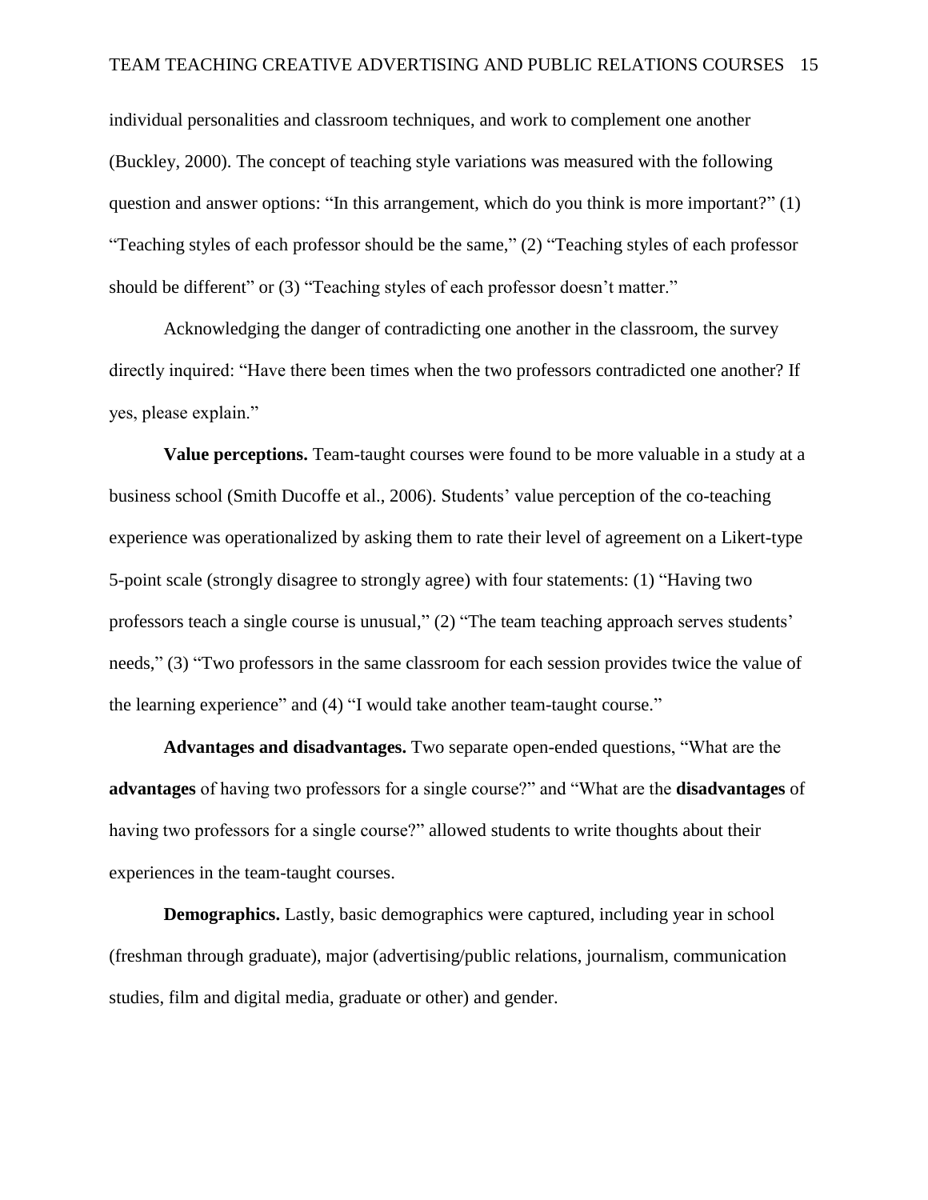individual personalities and classroom techniques, and work to complement one another (Buckley, 2000). The concept of teaching style variations was measured with the following question and answer options: "In this arrangement, which do you think is more important?" (1) "Teaching styles of each professor should be the same," (2) "Teaching styles of each professor should be different" or (3) "Teaching styles of each professor doesn't matter."

Acknowledging the danger of contradicting one another in the classroom, the survey directly inquired: "Have there been times when the two professors contradicted one another? If yes, please explain."

**Value perceptions.** Team-taught courses were found to be more valuable in a study at a business school (Smith Ducoffe et al., 2006). Students' value perception of the co-teaching experience was operationalized by asking them to rate their level of agreement on a Likert-type 5-point scale (strongly disagree to strongly agree) with four statements: (1) "Having two professors teach a single course is unusual," (2) "The team teaching approach serves students' needs," (3) "Two professors in the same classroom for each session provides twice the value of the learning experience" and (4) "I would take another team-taught course."

**Advantages and disadvantages.** Two separate open-ended questions, "What are the **advantages** of having two professors for a single course?" and "What are the **disadvantages** of having two professors for a single course?" allowed students to write thoughts about their experiences in the team-taught courses.

**Demographics.** Lastly, basic demographics were captured, including year in school (freshman through graduate), major (advertising/public relations, journalism, communication studies, film and digital media, graduate or other) and gender.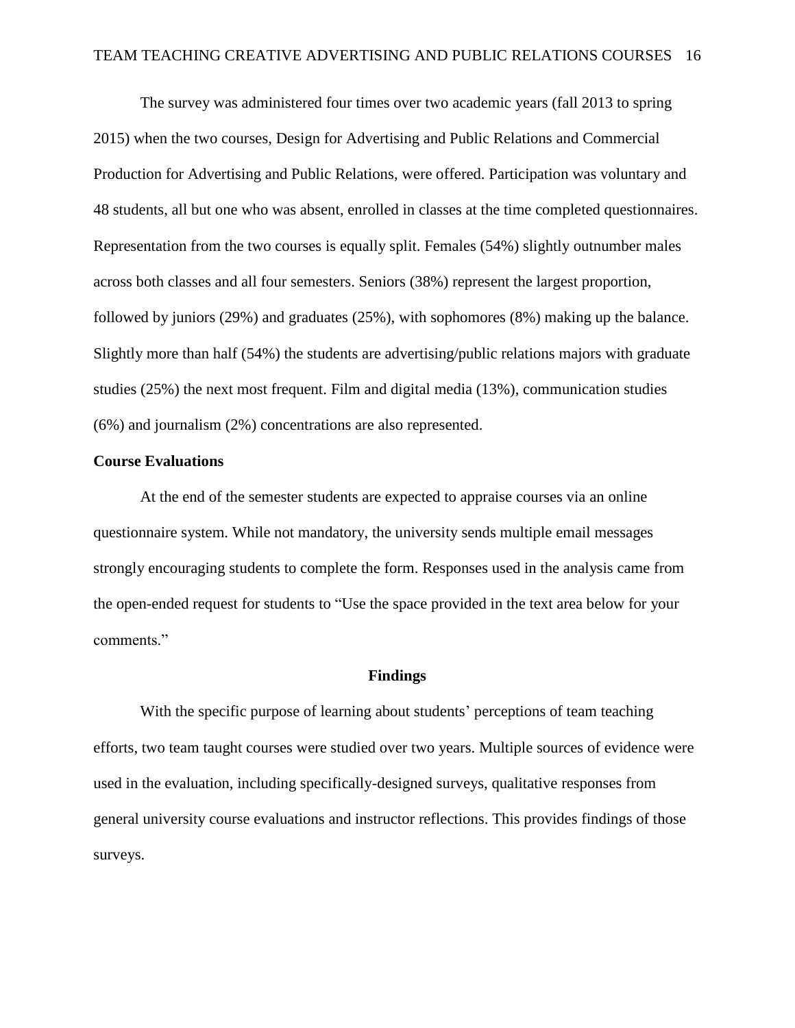The survey was administered four times over two academic years (fall 2013 to spring 2015) when the two courses, Design for Advertising and Public Relations and Commercial Production for Advertising and Public Relations, were offered. Participation was voluntary and 48 students, all but one who was absent, enrolled in classes at the time completed questionnaires. Representation from the two courses is equally split. Females (54%) slightly outnumber males across both classes and all four semesters. Seniors (38%) represent the largest proportion, followed by juniors (29%) and graduates (25%), with sophomores (8%) making up the balance. Slightly more than half (54%) the students are advertising/public relations majors with graduate studies (25%) the next most frequent. Film and digital media (13%), communication studies (6%) and journalism (2%) concentrations are also represented.

## Course Evaluations

At the end of the semester students are expected to appraise courses via an online questionnaire system. While not mandatory, the university sends multiple email messages strongly encouraging students to complete the form. Responses used in the analysis came from the open-ended request for students to "Use the space provided in the text area below for your comments."

# Findings

With the specific purpose of learning about students' perceptions of team teaching efforts, two team taught courses were studied over two years. Multiple sources of evidence were used in the evaluation, including specifically-designed surveys, qualitative responses from general university course evaluations and instructor reflections. This provides findings of those surveys.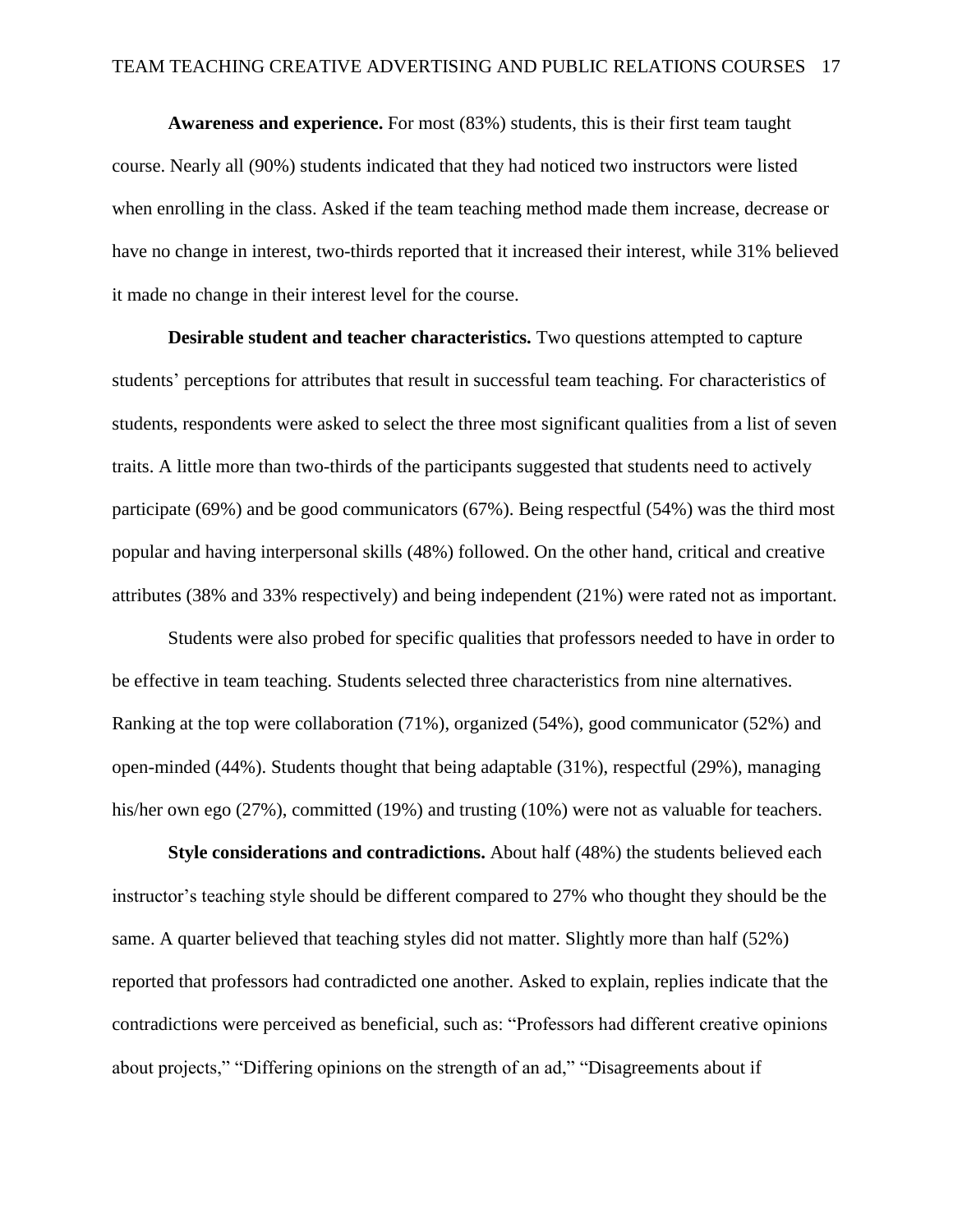**Awareness and experience.** For most (83%) students, this is their first team taught course. Nearly all (90%) students indicated that they had noticed two instructors were listed when enrolling in the class. Asked if the team teaching method made them increase, decrease or have no change in interest, two-thirds reported that it increased their interest, while 31% believed it made no change in their interest level for the course.

**Desirable student and teacher characteristics.** Two questions attempted to capture students' perceptions for attributes that result in successful team teaching. For characteristics of students, respondents were asked to select the three most significant qualities from a list of seven traits. A little more than two-thirds of the participants suggested that students need to actively participate (69%) and be good communicators (67%). Being respectful (54%) was the third most popular and having interpersonal skills (48%) followed. On the other hand, critical and creative attributes (38% and 33% respectively) and being independent (21%) were rated not as important.

Students were also probed for specific qualities that professors needed to have in order to be effective in team teaching. Students selected three characteristics from nine alternatives. Ranking at the top were collaboration (71%), organized (54%), good communicator (52%) and open-minded (44%). Students thought that being adaptable (31%), respectful (29%), managing his/her own ego (27%), committed (19%) and trusting (10%) were not as valuable for teachers.

**Style considerations and contradictions.** About half (48%) the students believed each instructor's teaching style should be different compared to 27% who thought they should be the same. A quarter believed that teaching styles did not matter. Slightly more than half (52%) reported that professors had contradicted one another. Asked to explain, replies indicate that the contradictions were perceived as beneficial, such as: "Professors had different creative opinions about projects," "Differing opinions on the strength of an ad," "Disagreements about if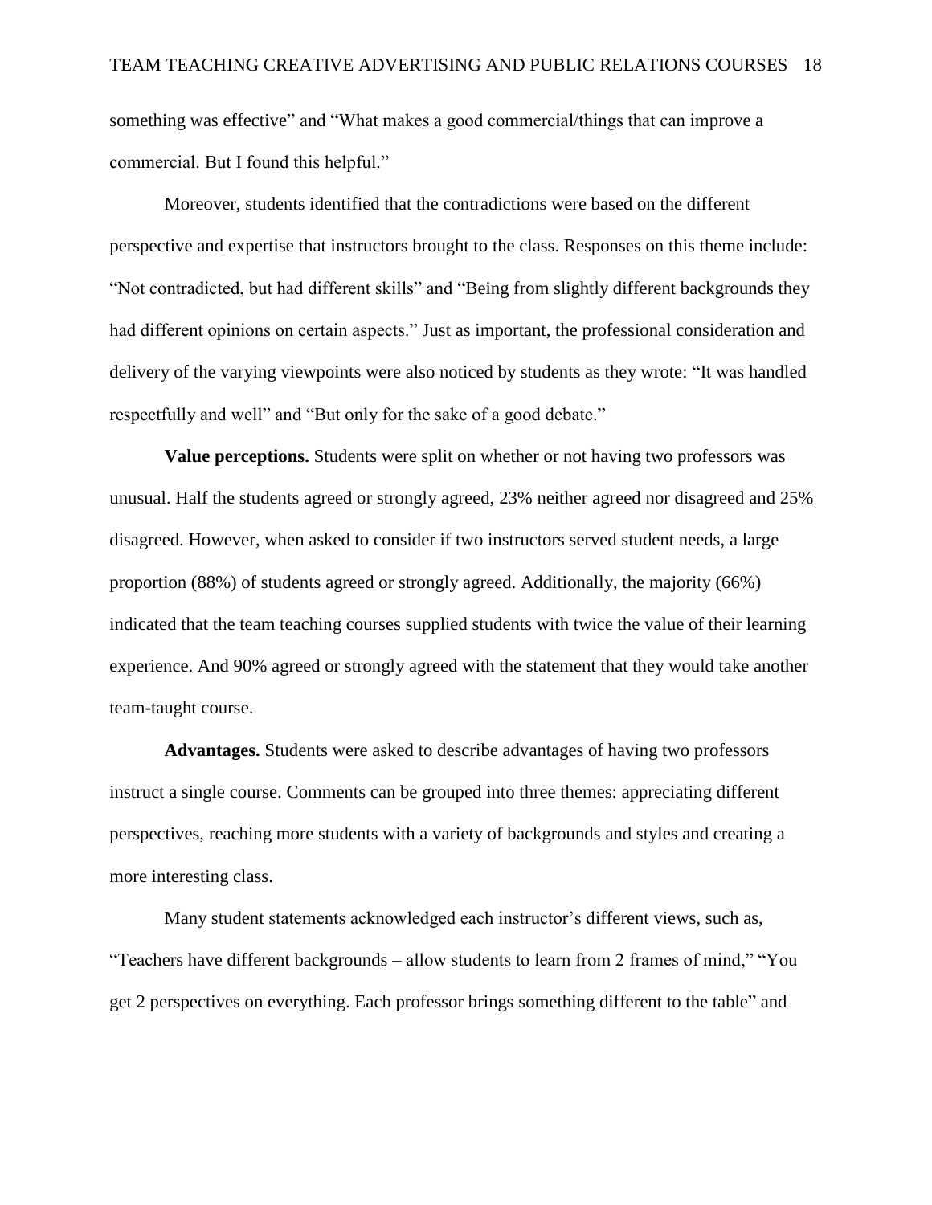something was effective" and "What makes a good commercial/things that can improve a commercial. But I found this helpful."

Moreover, students identified that the contradictions were based on the different perspective and expertise that instructors brought to the class. Responses on this theme include: "Not contradicted, but had different skills" and "Being from slightly different backgrounds they had different opinions on certain aspects." Just as important, the professional consideration and delivery of the varying viewpoints were also noticed by students as they wrote: "It was handled respectfully and well" and "But only for the sake of a good debate."

**Value perceptions.** Students were split on whether or not having two professors was unusual. Half the students agreed or strongly agreed, 23% neither agreed nor disagreed and 25% disagreed. However, when asked to consider if two instructors served student needs, a large proportion (88%) of students agreed or strongly agreed. Additionally, the majority (66%) indicated that the team teaching courses supplied students with twice the value of their learning experience. And 90% agreed or strongly agreed with the statement that they would take another team-taught course.

**Advantages.** Students were asked to describe advantages of having two professors instruct a single course. Comments can be grouped into three themes: appreciating different perspectives, reaching more students with a variety of backgrounds and styles and creating a more interesting class.

Many student statements acknowledged each instructor's different views, such as, "Teachers have different backgrounds – allow students to learn from 2 frames of mind," "You get 2 perspectives on everything. Each professor brings something different to the table" and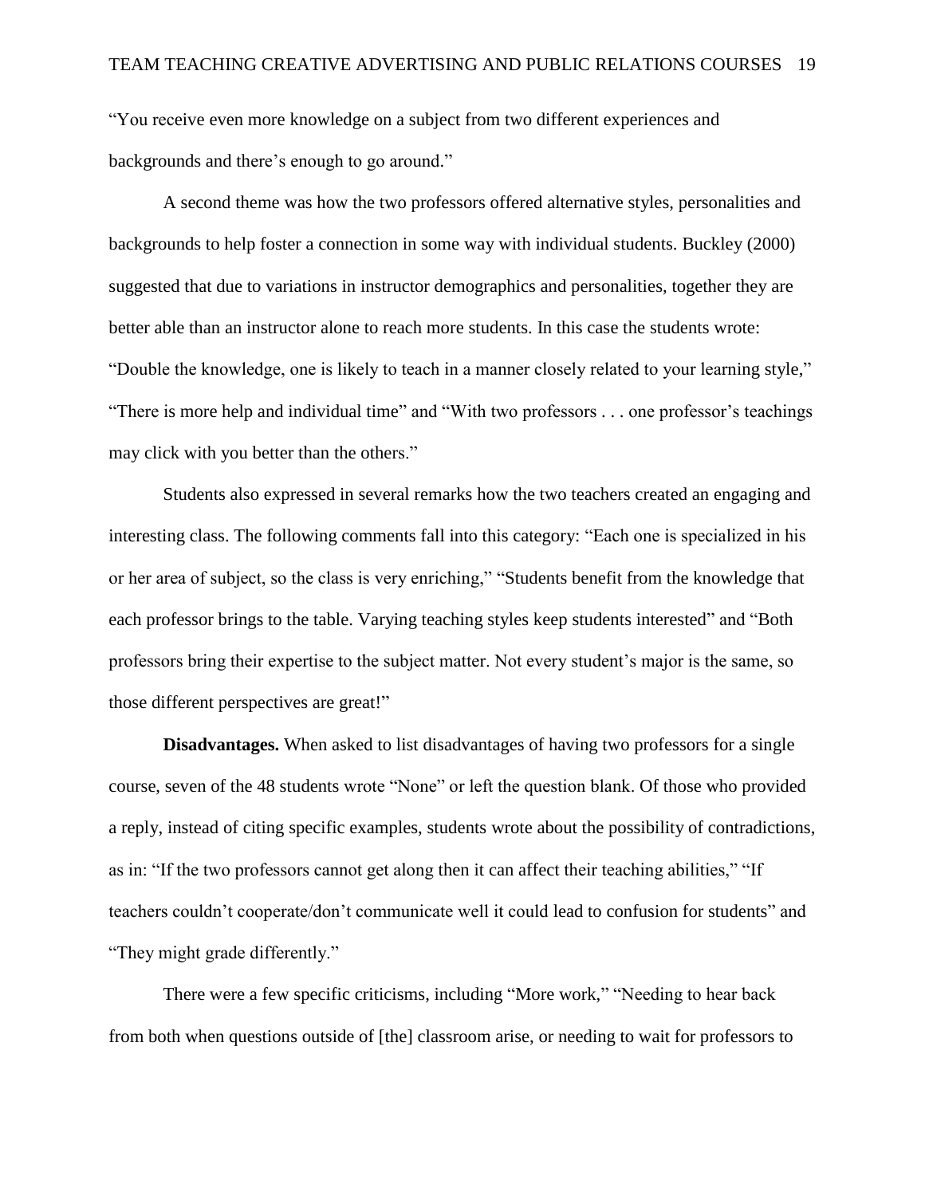"You receive even more knowledge on a subject from two different experiences and backgrounds and there's enough to go around."

A second theme was how the two professors offered alternative styles, personalities and backgrounds to help foster a connection in some way with individual students. Buckley (2000) suggested that due to variations in instructor demographics and personalities, together they are better able than an instructor alone to reach more students. In this case the students wrote: "Double the knowledge, one is likely to teach in a manner closely related to your learning style," "There is more help and individual time" and "With two professors . . . one professor's teachings may click with you better than the others."

Students also expressed in several remarks how the two teachers created an engaging and interesting class. The following comments fall into this category: "Each one is specialized in his or her area of subject, so the class is very enriching," "Students benefit from the knowledge that each professor brings to the table. Varying teaching styles keep students interested" and "Both professors bring their expertise to the subject matter. Not every student's major is the same, so those different perspectives are great!"

**Disadvantages.** When asked to list disadvantages of having two professors for a single course, seven of the 48 students wrote "None" or left the question blank. Of those who provided a reply, instead of citing specific examples, students wrote about the possibility of contradictions, as in: "If the two professors cannot get along then it can affect their teaching abilities," "If teachers couldn't cooperate/don't communicate well it could lead to confusion for students" and "They might grade differently."

There were a few specific criticisms, including "More work," "Needing to hear back from both when questions outside of [the] classroom arise, or needing to wait for professors to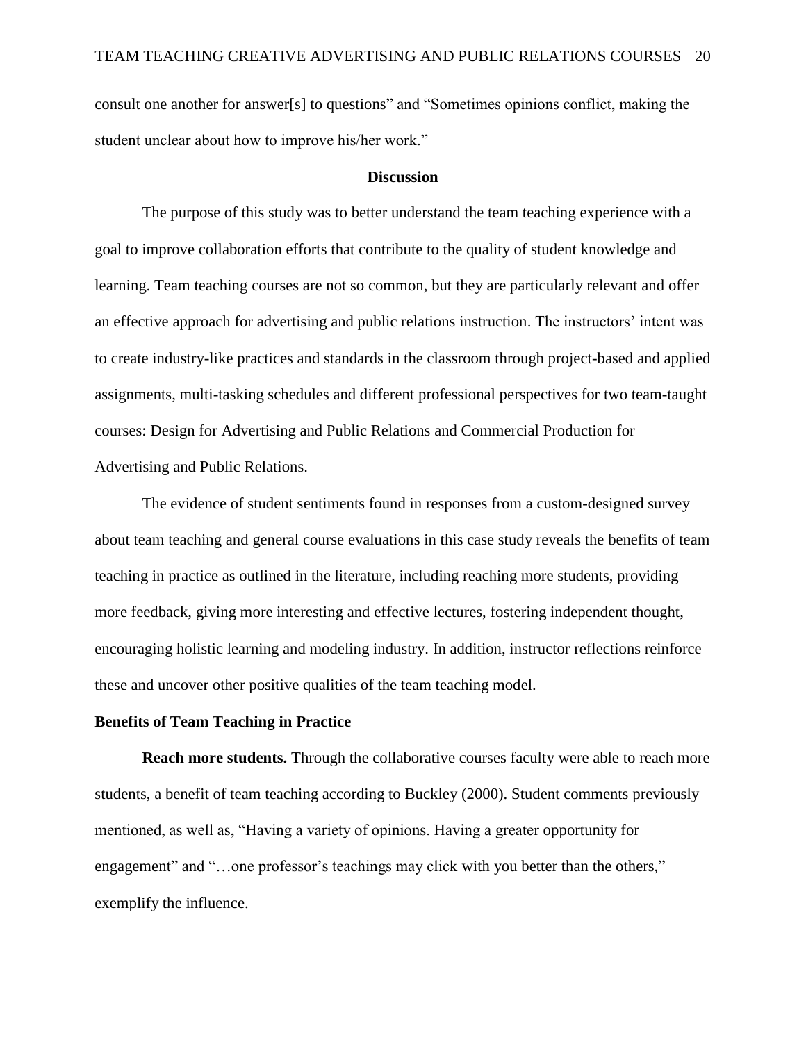consult one another for answer[s] to questions" and "Sometimes opinions conflict, making the student unclear about how to improve his/her work."

## Discussion

The purpose of this study was to better understand the team teaching experience with a goal to improve collaboration efforts that contribute to the quality of student knowledge and learning. Team teaching courses are not so common, but they are particularly relevant and offer an effective approach for advertising and public relations instruction. The instructors' intent was to create industry-like practices and standards in the classroom through project-based and applied assignments, multi-tasking schedules and different professional perspectives for two team-taught courses: Design for Advertising and Public Relations and Commercial Production for Advertising and Public Relations.

The evidence of student sentiments found in responses from a custom-designed survey about team teaching and general course evaluations in this case study reveals the benefits of team teaching in practice as outlined in the literature, including reaching more students, providing more feedback, giving more interesting and effective lectures, fostering independent thought, encouraging holistic learning and modeling industry. In addition, instructor reflections reinforce these and uncover other positive qualities of the team teaching model.

### Benefits of Team Teaching in Practice

**Reach more students.** Through the collaborative courses faculty were able to reach more students, a benefit of team teaching according to Buckley (2000). Student comments previously mentioned, as well as, "Having a variety of opinions. Having a greater opportunity for engagement" and "…one professor's teachings may click with you better than the others," exemplify the influence.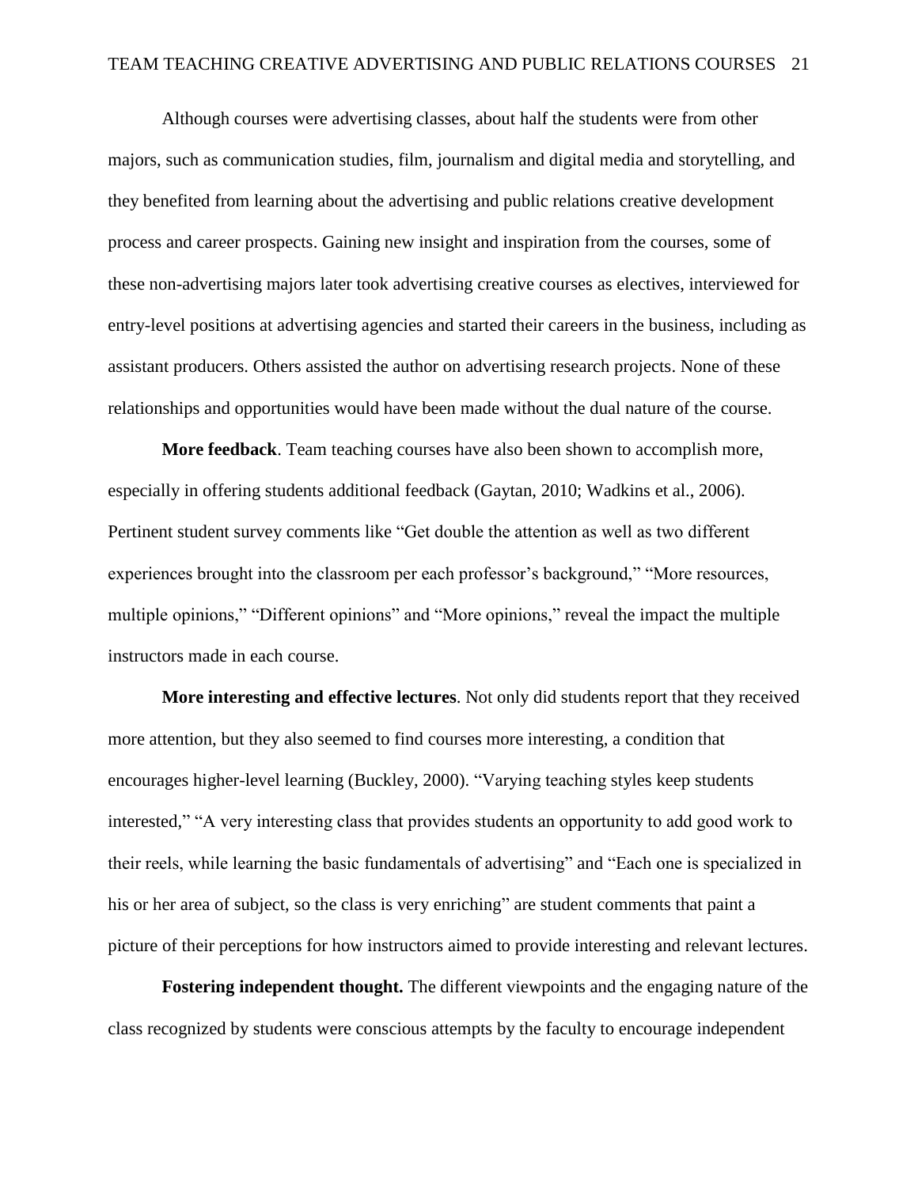Although courses were advertising classes, about half the students were from other majors, such as communication studies, film, journalism and digital media and storytelling, and they benefited from learning about the advertising and public relations creative development process and career prospects. Gaining new insight and inspiration from the courses, some of these non-advertising majors later took advertising creative courses as electives, interviewed for entry-level positions at advertising agencies and started their careers in the business, including as assistant producers. Others assisted the author on advertising research projects. None of these relationships and opportunities would have been made without the dual nature of the course.

**More feedback**. Team teaching courses have also been shown to accomplish more, especially in offering students additional feedback (Gaytan, 2010; Wadkins et al., 2006). Pertinent student survey comments like "Get double the attention as well as two different experiences brought into the classroom per each professor's background," "More resources, multiple opinions," "Different opinions" and "More opinions," reveal the impact the multiple instructors made in each course.

**More interesting and effective lectures**. Not only did students report that they received more attention, but they also seemed to find courses more interesting, a condition that encourages higher-level learning (Buckley, 2000). "Varying teaching styles keep students interested," "A very interesting class that provides students an opportunity to add good work to their reels, while learning the basic fundamentals of advertising" and "Each one is specialized in his or her area of subject, so the class is very enriching" are student comments that paint a picture of their perceptions for how instructors aimed to provide interesting and relevant lectures.

**Fostering independent thought.** The different viewpoints and the engaging nature of the class recognized by students were conscious attempts by the faculty to encourage independent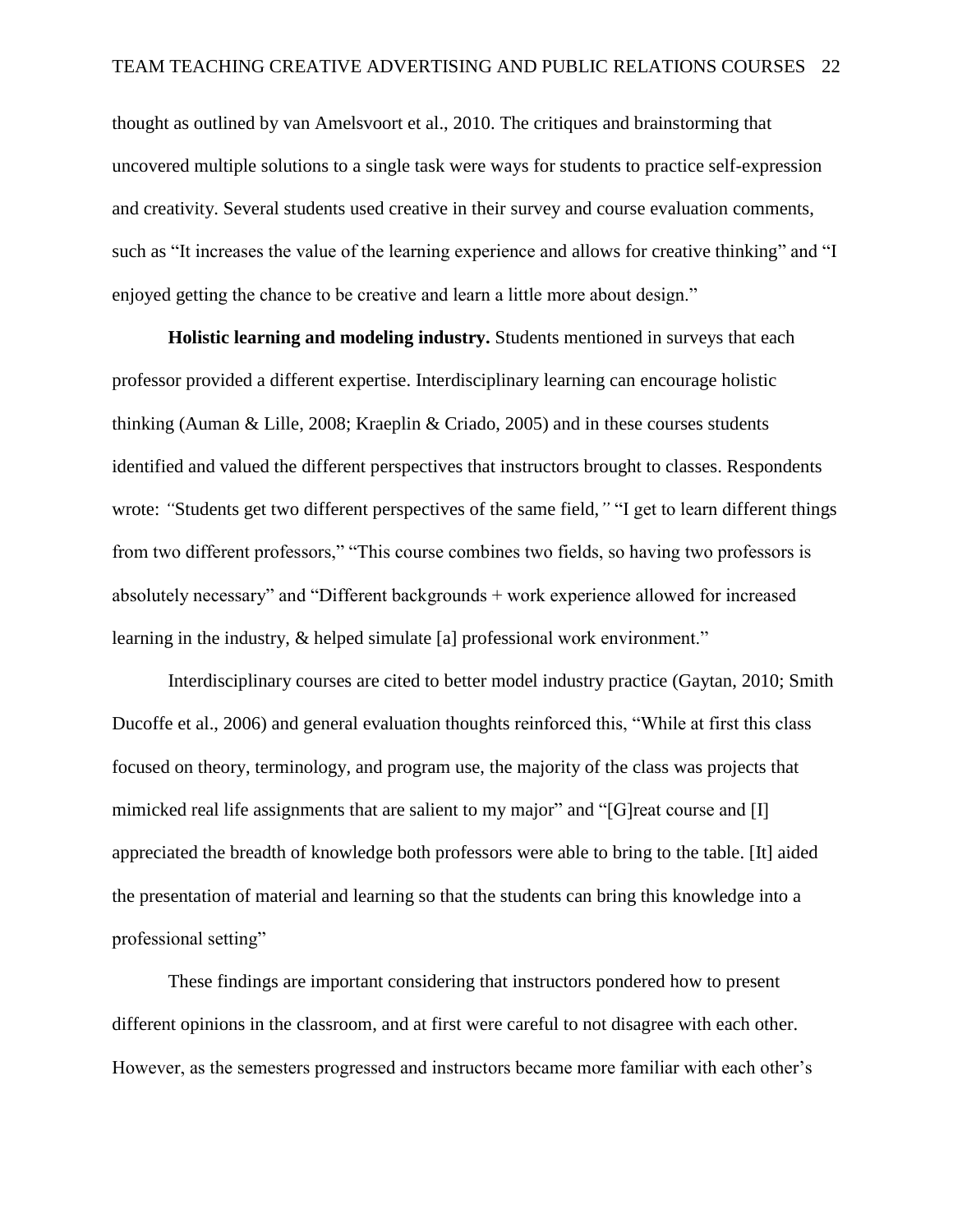thought as outlined by van Amelsvoort et al., 2010. The critiques and brainstorming that uncovered multiple solutions to a single task were ways for students to practice self-expression and creativity. Several students used creative in their survey and course evaluation comments, such as "It increases the value of the learning experience and allows for creative thinking" and "I enjoyed getting the chance to be creative and learn a little more about design."

**Holistic learning and modeling industry.** Students mentioned in surveys that each professor provided a different expertise. Interdisciplinary learning can encourage holistic thinking (Auman & Lille, 2008; Kraeplin & Criado, 2005) and in these courses students identified and valued the different perspectives that instructors brought to classes. Respondents wrote: *"*Students get two different perspectives of the same field,*"* "I get to learn different things from two different professors," "This course combines two fields, so having two professors is absolutely necessary" and "Different backgrounds + work experience allowed for increased learning in the industry, & helped simulate [a] professional work environment."

Interdisciplinary courses are cited to better model industry practice (Gaytan, 2010; Smith Ducoffe et al., 2006) and general evaluation thoughts reinforced this, "While at first this class focused on theory, terminology, and program use, the majority of the class was projects that mimicked real life assignments that are salient to my major" and "[G]reat course and [I] appreciated the breadth of knowledge both professors were able to bring to the table. [It] aided the presentation of material and learning so that the students can bring this knowledge into a professional setting"

These findings are important considering that instructors pondered how to present different opinions in the classroom, and at first were careful to not disagree with each other. However, as the semesters progressed and instructors became more familiar with each other's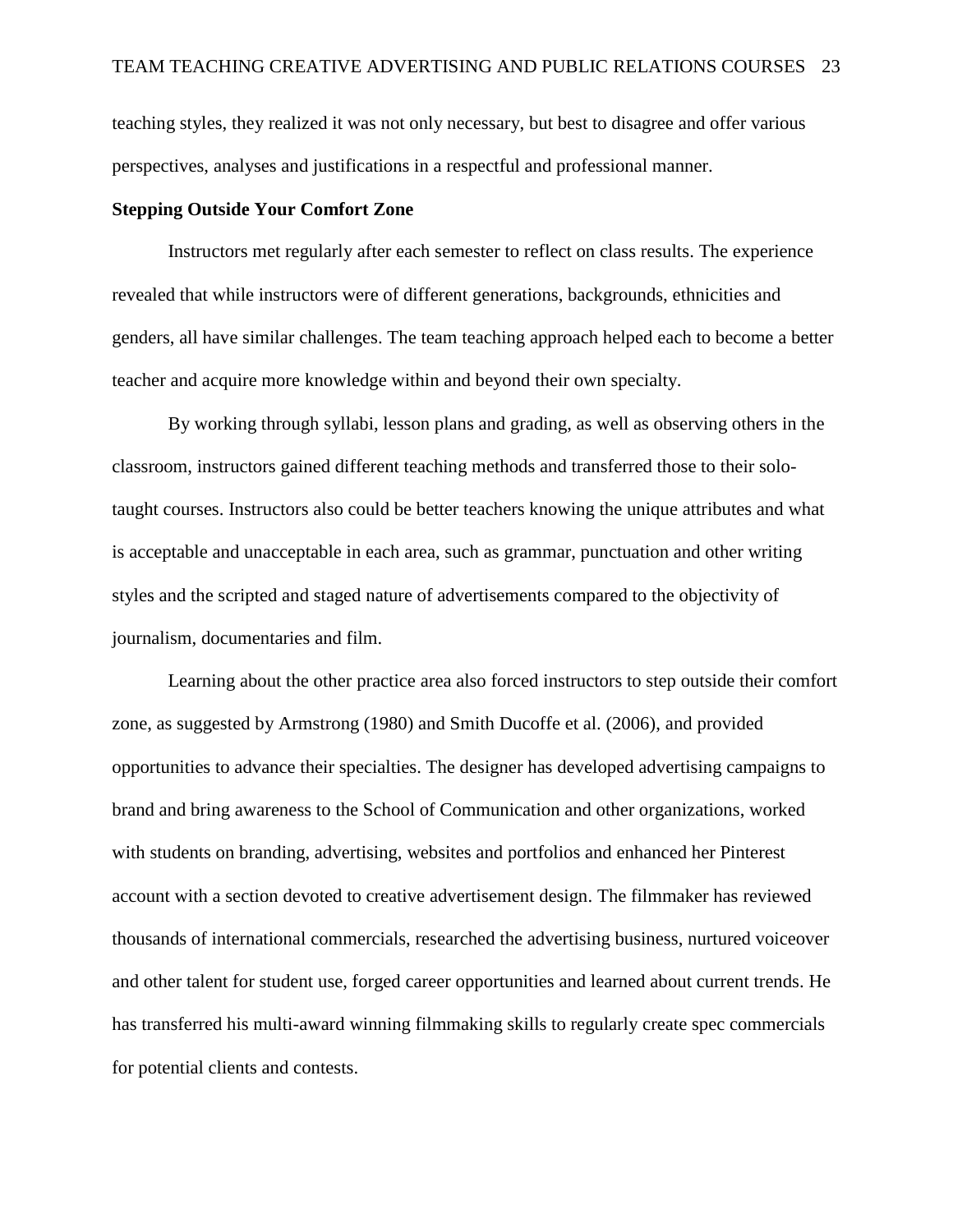teaching styles, they realized it was not only necessary, but best to disagree and offer various perspectives, analyses and justifications in a respectful and professional manner.

**Stepping Outside Your Comfort Zone**

Instructors met regularly after each semester to reflect on class results. The experience revealed that while instructors were of different generations, backgrounds, ethnicities and genders, all have similar challenges. The team teaching approach helped each to become a better teacher and acquire more knowledge within and beyond their own specialty.

By working through syllabi, lesson plans and grading, as well as observing others in the classroom, instructors gained different teaching methods and transferred those to their solo-taught courses. Instructors also could be better teachers knowing the unique attributes and what is acceptable and unacceptable in each area, such as grammar, punctuation and other writing styles and the scripted and staged nature of advertisements compared to the objectivity of journalism, documentaries and film.

Learning about the other practice area also forced instructors to step outside their comfort zone, as suggested by Armstrong (1980) and Smith Ducoffe et al. (2006), and provided opportunities to advance their specialties. The designer has developed advertising campaigns to brand and bring awareness to the School of Communication and other organizations, worked with students on branding, advertising, websites and portfolios and enhanced her Pinterest account with a section devoted to creative advertisement design. The filmmaker has reviewed thousands of international commercials, researched the advertising business, nurtured voiceover and other talent for student use, forged career opportunities and learned about current trends. He has transferred his multi-award winning filmmaking skills to regularly create spec commercials for potential clients and contests.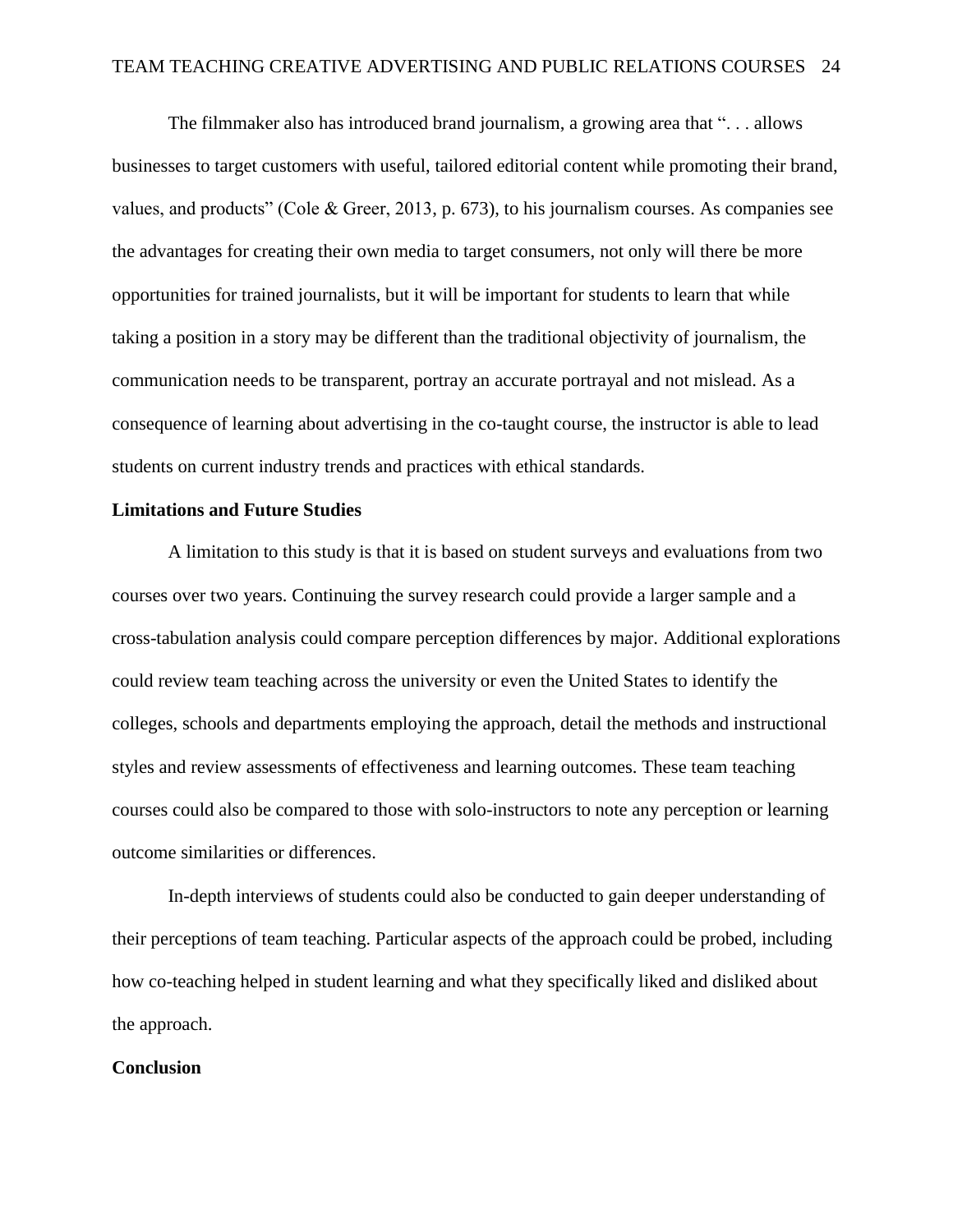The filmmaker also has introduced brand journalism, a growing area that ". . . allows businesses to target customers with useful, tailored editorial content while promoting their brand, values, and products" (Cole & Greer, 2013, p. 673), to his journalism courses. As companies see the advantages for creating their own media to target consumers, not only will there be more opportunities for trained journalists, but it will be important for students to learn that while taking a position in a story may be different than the traditional objectivity of journalism, the communication needs to be transparent, portray an accurate portrayal and not mislead. As a consequence of learning about advertising in the co-taught course, the instructor is able to lead students on current industry trends and practices with ethical standards.

## Limitations and Future Studies

A limitation to this study is that it is based on student surveys and evaluations from two courses over two years. Continuing the survey research could provide a larger sample and a cross-tabulation analysis could compare perception differences by major. Additional explorations could review team teaching across the university or even the United States to identify the colleges, schools and departments employing the approach, detail the methods and instructional styles and review assessments of effectiveness and learning outcomes. These team teaching courses could also be compared to those with solo-instructors to note any perception or learning outcome similarities or differences.

In-depth interviews of students could also be conducted to gain deeper understanding of their perceptions of team teaching. Particular aspects of the approach could be probed, including how co-teaching helped in student learning and what they specifically liked and disliked about the approach.

## Conclusion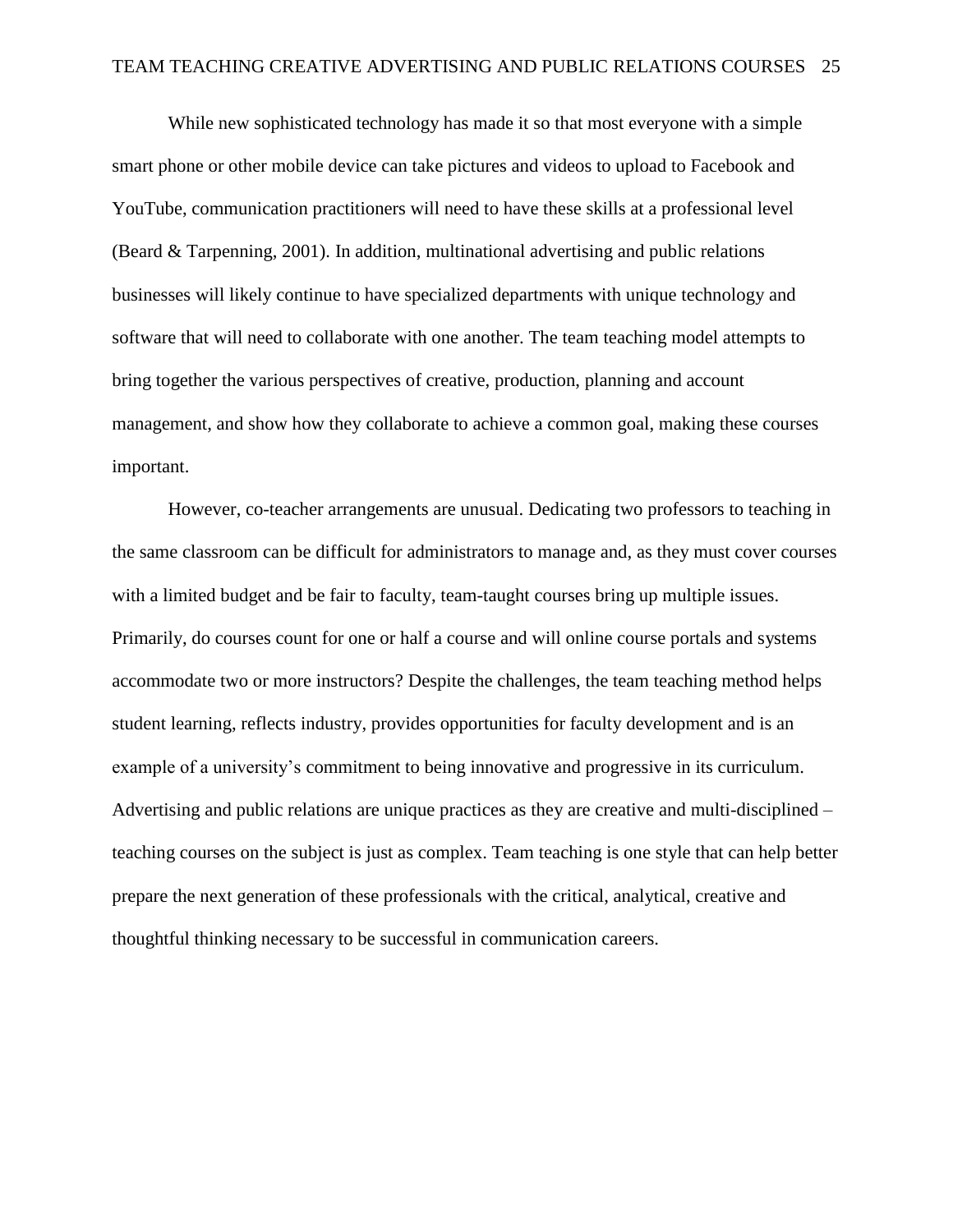While new sophisticated technology has made it so that most everyone with a simple smart phone or other mobile device can take pictures and videos to upload to Facebook and YouTube, communication practitioners will need to have these skills at a professional level (Beard & Tarpenning, 2001). In addition, multinational advertising and public relations businesses will likely continue to have specialized departments with unique technology and software that will need to collaborate with one another. The team teaching model attempts to bring together the various perspectives of creative, production, planning and account management, and show how they collaborate to achieve a common goal, making these courses important.

However, co-teacher arrangements are unusual. Dedicating two professors to teaching in the same classroom can be difficult for administrators to manage and, as they must cover courses with a limited budget and be fair to faculty, team-taught courses bring up multiple issues. Primarily, do courses count for one or half a course and will online course portals and systems accommodate two or more instructors? Despite the challenges, the team teaching method helps student learning, reflects industry, provides opportunities for faculty development and is an example of a university's commitment to being innovative and progressive in its curriculum. Advertising and public relations are unique practices as they are creative and multi-disciplined – teaching courses on the subject is just as complex. Team teaching is one style that can help better prepare the next generation of these professionals with the critical, analytical, creative and thoughtful thinking necessary to be successful in communication careers.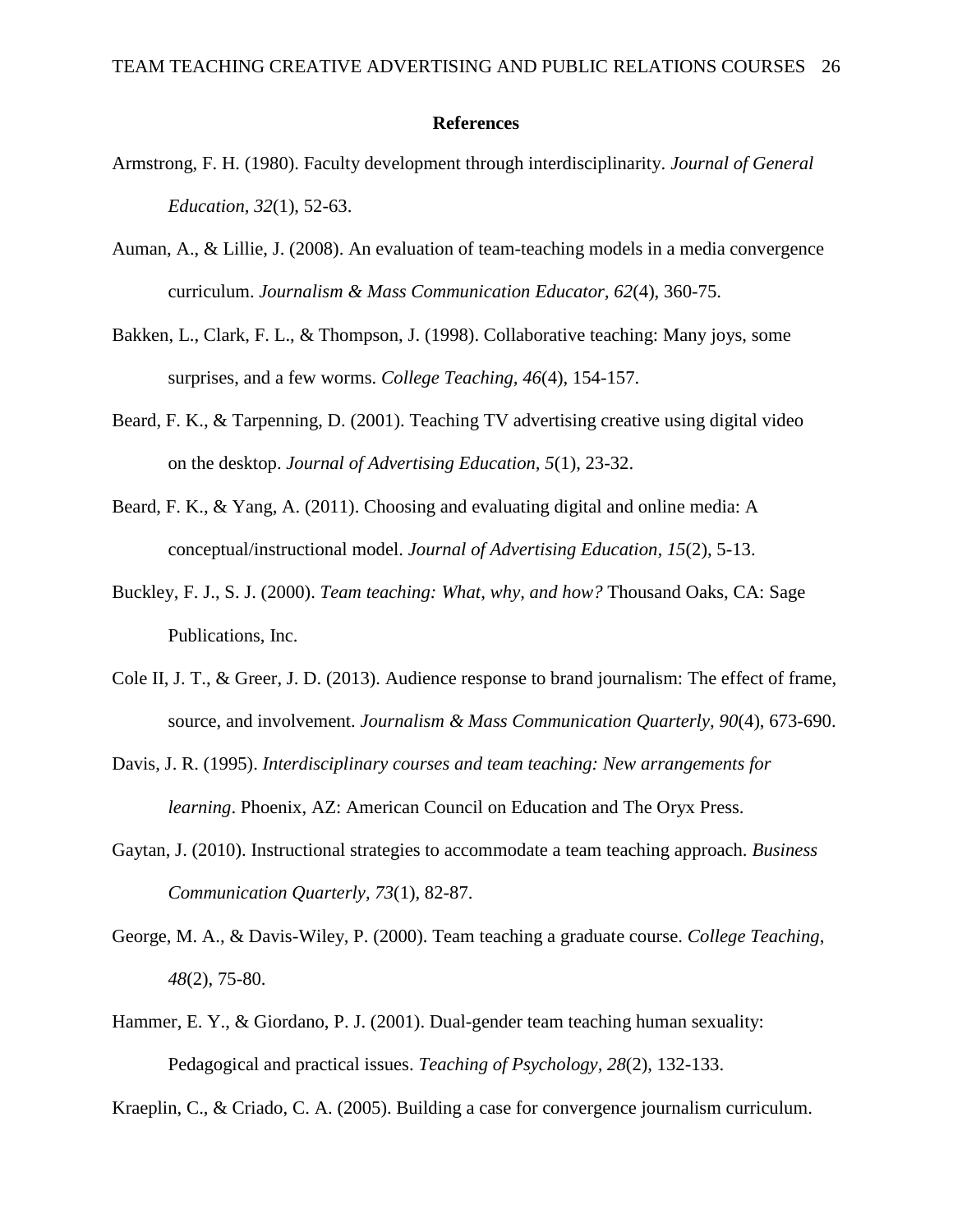## References

Armstrong, F. H. (1980). Faculty development through interdisciplinarity. *Journal of General Education, 32*(1), 52-63.

Auman, A., & Lillie, J. (2008). An evaluation of team-teaching models in a media convergence curriculum. *Journalism & Mass Communication Educator, 62*(4), 360-75.

Bakken, L., Clark, F. L., & Thompson, J. (1998). Collaborative teaching: Many joys, some surprises, and a few worms. *College Teaching, 46*(4), 154-157.

Beard, F. K., & Tarpenning, D. (2001). Teaching TV advertising creative using digital video on the desktop. *Journal of Advertising Education, 5*(1), 23-32.

Beard, F. K., & Yang, A. (2011). Choosing and evaluating digital and online media: A conceptual/instructional model. *Journal of Advertising Education, 15*(2), 5-13.

Buckley, F. J., S. J. (2000). *Team teaching: What, why, and how?* Thousand Oaks, CA: Sage Publications, Inc.

Cole II, J. T., & Greer, J. D. (2013). Audience response to brand journalism: The effect of frame, source, and involvement. *Journalism & Mass Communication Quarterly, 90*(4), 673-690.

Davis, J. R. (1995). *Interdisciplinary courses and team teaching: New arrangements for learning*. Phoenix, AZ: American Council on Education and The Oryx Press.

Gaytan, J. (2010). Instructional strategies to accommodate a team teaching approach. *Business Communication Quarterly, 73*(1), 82-87.

George, M. A., & Davis-Wiley, P. (2000). Team teaching a graduate course. *College Teaching, 48*(2), 75-80.

Hammer, E. Y., & Giordano, P. J. (2001). Dual-gender team teaching human sexuality: Pedagogical and practical issues. *Teaching of Psychology, 28*(2), 132-133.

Kraeplin, C., & Criado, C. A. (2005). Building a case for convergence journalism curriculum.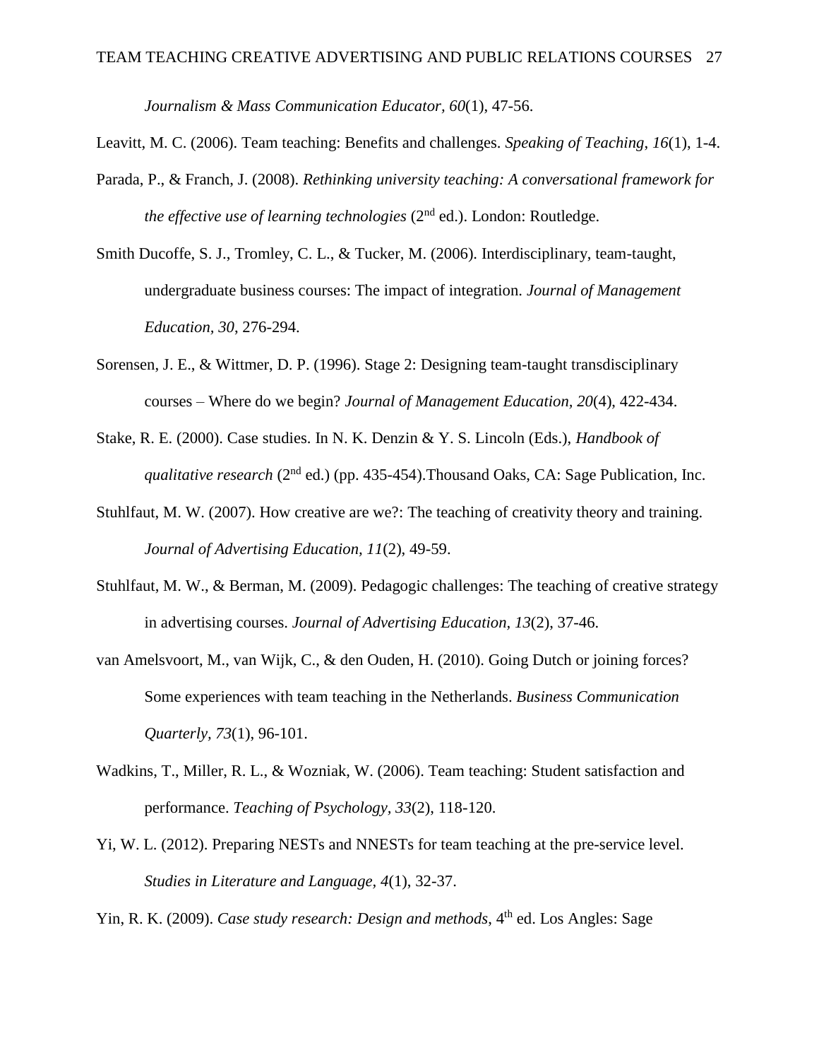*Journalism & Mass Communication Educator, 60*(1), 47-56.

Leavitt, M. C. (2006). Team teaching: Benefits and challenges. *Speaking of Teaching, 16*(1), 1-4.

Parada, P., & Franch, J. (2008). *Rethinking university teaching: A conversational framework for the effective use of learning technologies* (2nd ed.). London: Routledge.

Smith Ducoffe, S. J., Tromley, C. L., & Tucker, M. (2006). Interdisciplinary, team-taught, undergraduate business courses: The impact of integration. *Journal of Management Education, 30*, 276-294.

Sorensen, J. E., & Wittmer, D. P. (1996). Stage 2: Designing team-taught transdisciplinary courses – Where do we begin? *Journal of Management Education, 20*(4), 422-434.

Stake, R. E. (2000). Case studies. In N. K. Denzin & Y. S. Lincoln (Eds.), *Handbook of qualitative research* (2nd ed.) (pp. 435-454).Thousand Oaks, CA: Sage Publication, Inc.

Stuhlfaut, M. W. (2007). How creative are we?: The teaching of creativity theory and training. *Journal of Advertising Education, 11*(2), 49-59.

Stuhlfaut, M. W., & Berman, M. (2009). Pedagogic challenges: The teaching of creative strategy in advertising courses. *Journal of Advertising Education, 13*(2), 37-46.

van Amelsvoort, M., van Wijk, C., & den Ouden, H. (2010). Going Dutch or joining forces? Some experiences with team teaching in the Netherlands. *Business Communication Quarterly, 73*(1), 96-101.

Wadkins, T., Miller, R. L., & Wozniak, W. (2006). Team teaching: Student satisfaction and performance. *Teaching of Psychology, 33*(2), 118-120.

Yi, W. L. (2012). Preparing NESTs and NNESTs for team teaching at the pre-service level. *Studies in Literature and Language, 4*(1), 32-37.

Yin, R. K. (2009). *Case study research: Design and methods*, 4th ed. Los Angles: Sage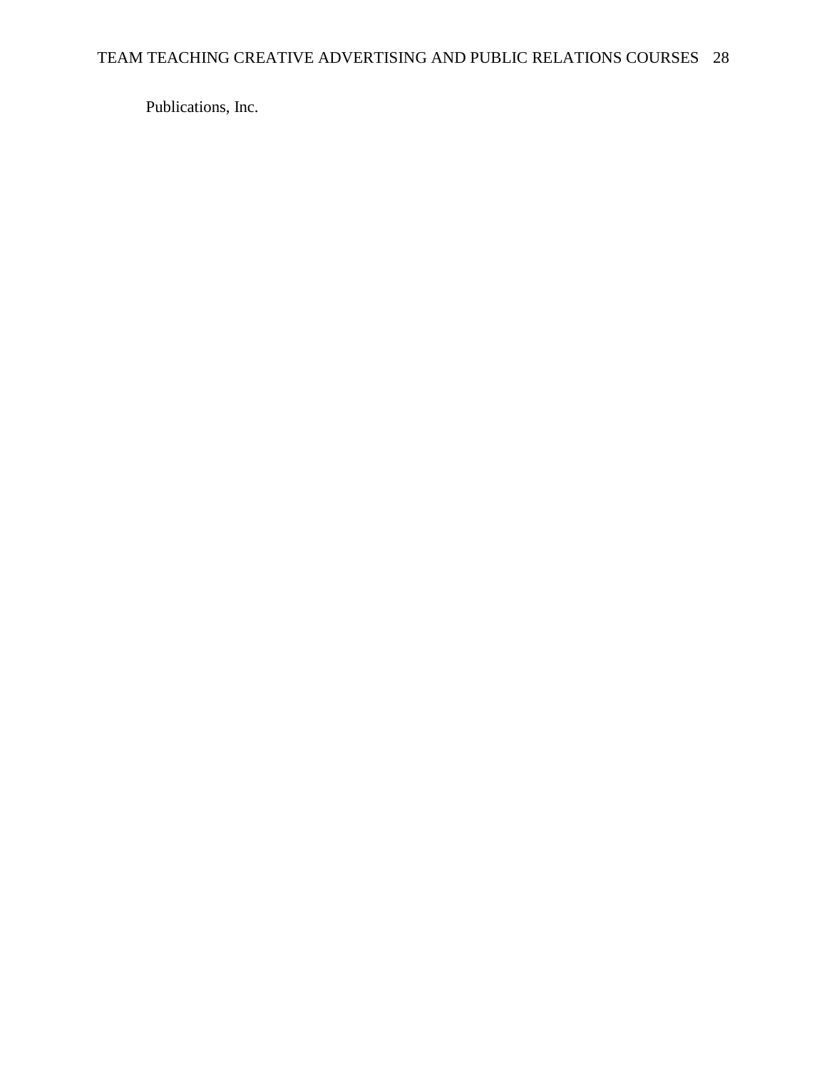Publications, Inc.